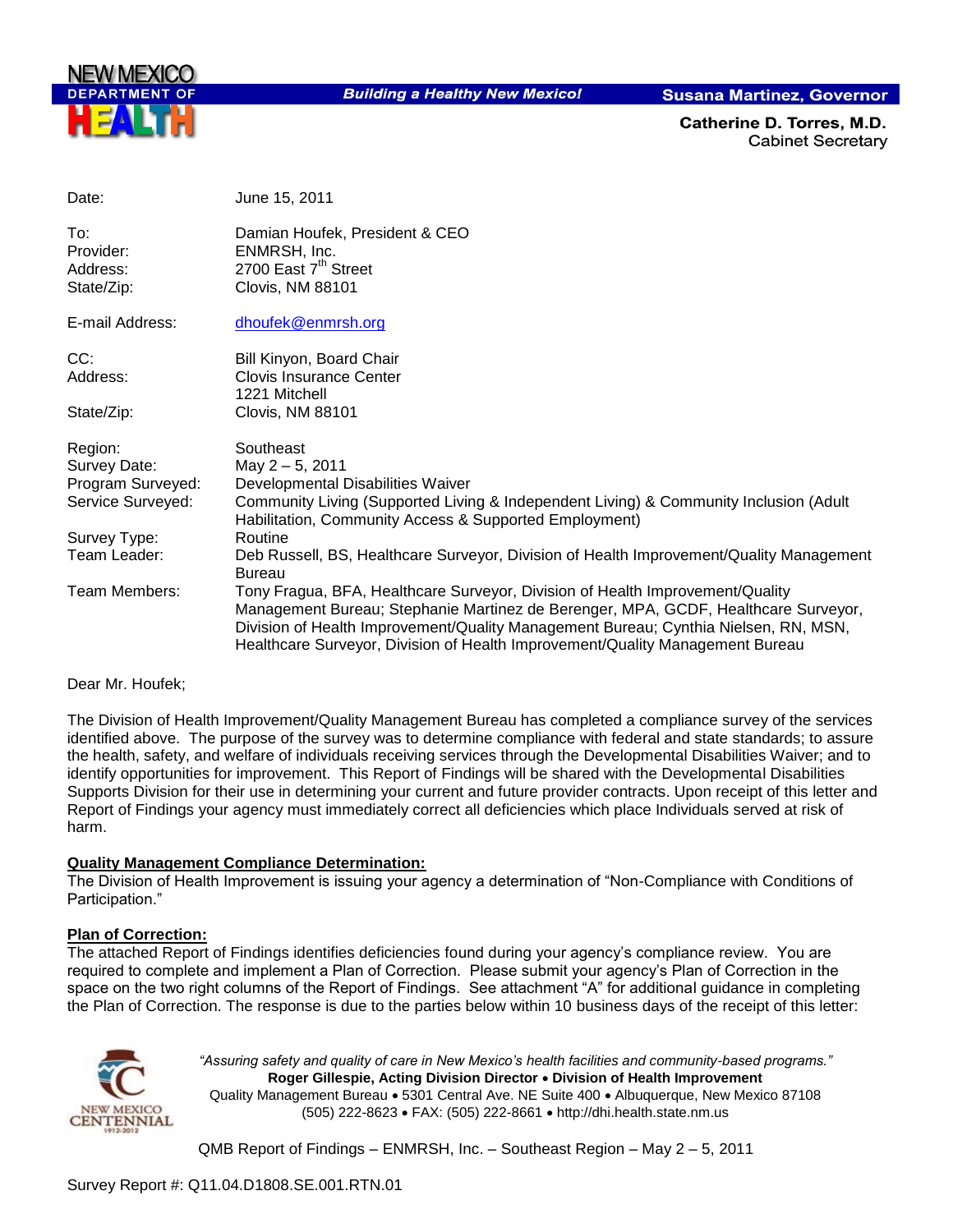NEW MEXICO DEPARTMENT OF HEALTH

*Building a Healthy New Mexico!*

**Susana Martinez, Governor**

**Catherine D. Torres, M.D.**
Cabinet Secretary

| | |
|---|---|
| Date: | June 15, 2011 |
| To: | Damian Houfek, President & CEO |
| Provider: | ENMRSH, Inc. |
| Address: | 2700 East 7th Street |
| State/Zip: | Clovis, NM 88101 |
| E-mail Address: | dhoufek@enmrsh.org |
| CC: | Bill Kinyon, Board Chair |
| Address: | Clovis Insurance Center<br>1221 Mitchell |
| State/Zip: | Clovis, NM 88101 |
| Region: | Southeast |
| Survey Date: | May 2 – 5, 2011 |
| Program Surveyed: | Developmental Disabilities Waiver |
| Service Surveyed: | Community Living (Supported Living & Independent Living) & Community Inclusion (Adult Habilitation, Community Access & Supported Employment) |
| Survey Type: | Routine |
| Team Leader: | Deb Russell, BS, Healthcare Surveyor, Division of Health Improvement/Quality Management Bureau |
| Team Members: | Tony Fragua, BFA, Healthcare Surveyor, Division of Health Improvement/Quality Management Bureau; Stephanie Martinez de Berenger, MPA, GCDF, Healthcare Surveyor, Division of Health Improvement/Quality Management Bureau; Cynthia Nielsen, RN, MSN, Healthcare Surveyor, Division of Health Improvement/Quality Management Bureau |

Dear Mr. Houfek;

The Division of Health Improvement/Quality Management Bureau has completed a compliance survey of the services identified above. The purpose of the survey was to determine compliance with federal and state standards; to assure the health, safety, and welfare of individuals receiving services through the Developmental Disabilities Waiver; and to identify opportunities for improvement. This Report of Findings will be shared with the Developmental Disabilities Supports Division for their use in determining your current and future provider contracts. Upon receipt of this letter and Report of Findings your agency must immediately correct all deficiencies which place Individuals served at risk of harm.

**Quality Management Compliance Determination:**
The Division of Health Improvement is issuing your agency a determination of "Non-Compliance with Conditions of Participation."

**Plan of Correction:**
The attached Report of Findings identifies deficiencies found during your agency's compliance review. You are required to complete and implement a Plan of Correction. Please submit your agency's Plan of Correction in the space on the two right columns of the Report of Findings. See attachment "A" for additional guidance in completing the Plan of Correction. The response is due to the parties below within 10 business days of the receipt of this letter:

*"Assuring safety and quality of care in New Mexico's health facilities and community-based programs."*
**Roger Gillespie, Acting Division Director • Division of Health Improvement**
Quality Management Bureau • 5301 Central Ave. NE Suite 400 • Albuquerque, New Mexico 87108
(505) 222-8623 • FAX: (505) 222-8661 • http://dhi.health.state.nm.us

Survey Report #: Q11.04.D1808.SE.001.RTN.01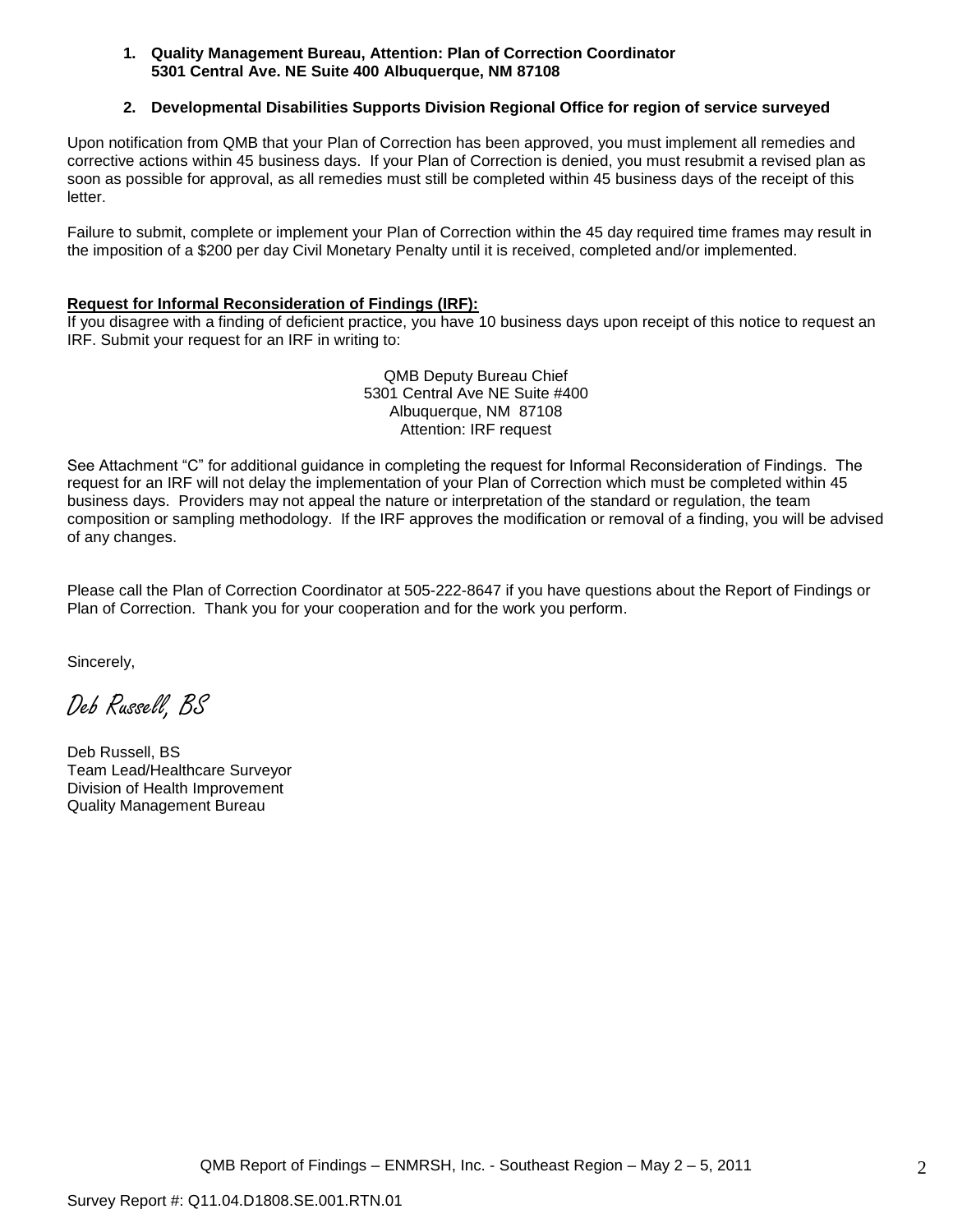1. **Quality Management Bureau, Attention: Plan of Correction Coordinator**
   **5301 Central Ave. NE Suite 400 Albuquerque, NM 87108**

2. **Developmental Disabilities Supports Division Regional Office for region of service surveyed**

Upon notification from QMB that your Plan of Correction has been approved, you must implement all remedies and corrective actions within 45 business days. If your Plan of Correction is denied, you must resubmit a revised plan as soon as possible for approval, as all remedies must still be completed within 45 business days of the receipt of this letter.

Failure to submit, complete or implement your Plan of Correction within the 45 day required time frames may result in the imposition of a $200 per day Civil Monetary Penalty until it is received, completed and/or implemented.

**Request for Informal Reconsideration of Findings (IRF):**
If you disagree with a finding of deficient practice, you have 10 business days upon receipt of this notice to request an IRF. Submit your request for an IRF in writing to:

QMB Deputy Bureau Chief
5301 Central Ave NE Suite #400
Albuquerque, NM 87108
Attention: IRF request

See Attachment "C" for additional guidance in completing the request for Informal Reconsideration of Findings. The request for an IRF will not delay the implementation of your Plan of Correction which must be completed within 45 business days. Providers may not appeal the nature or interpretation of the standard or regulation, the team composition or sampling methodology. If the IRF approves the modification or removal of a finding, you will be advised of any changes.

Please call the Plan of Correction Coordinator at 505-222-8647 if you have questions about the Report of Findings or Plan of Correction. Thank you for your cooperation and for the work you perform.

Sincerely,

*Deb Russell, BS*

Deb Russell, BS
Team Lead/Healthcare Surveyor
Division of Health Improvement
Quality Management Bureau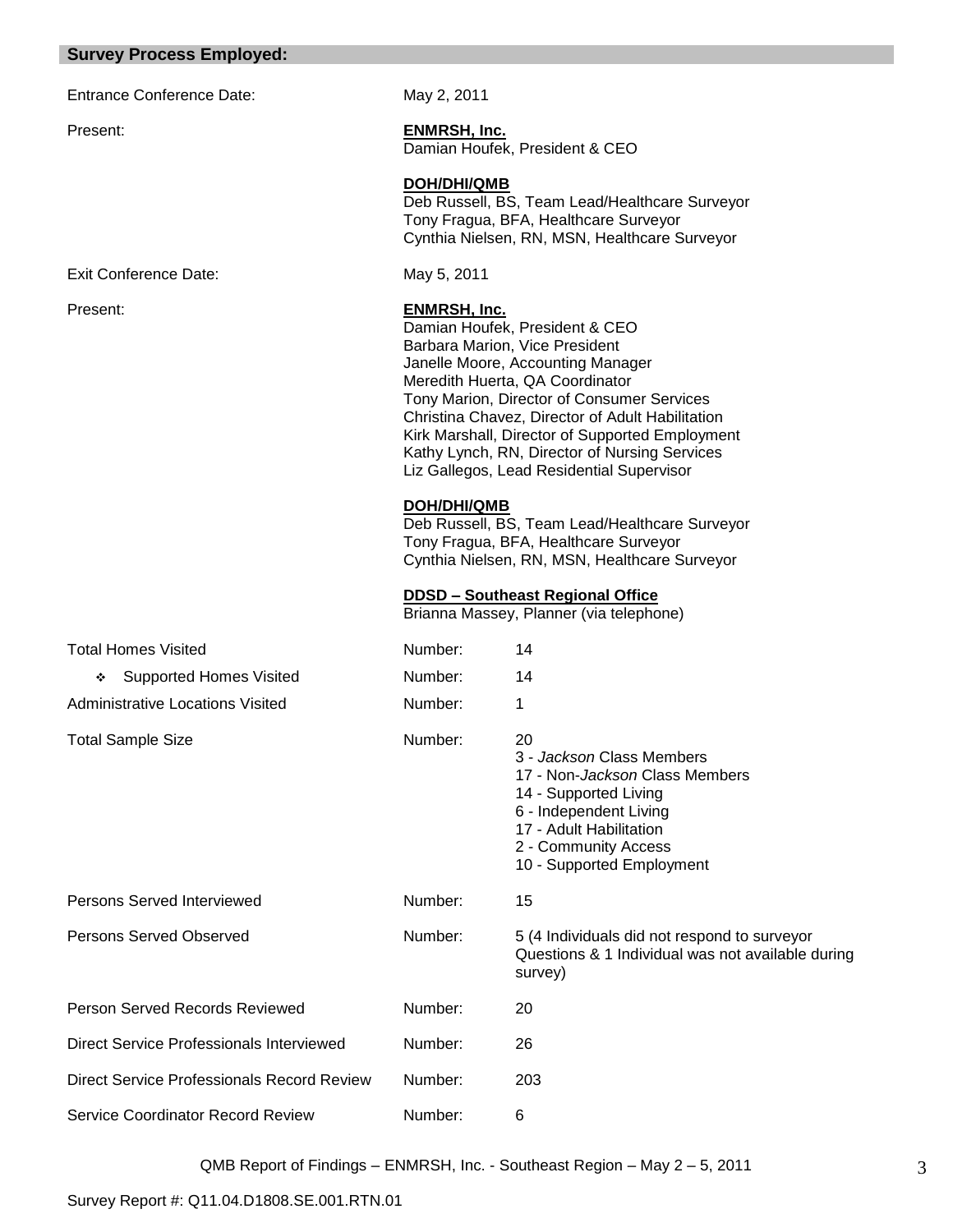## Survey Process Employed:

| | | |
|---|---|---|
| Entrance Conference Date: | May 2, 2011 | |
| Present: | **ENMRSH, Inc.**<br>Damian Houfek, President & CEO<br><br>**DOH/DHI/QMB**<br>Deb Russell, BS, Team Lead/Healthcare Surveyor<br>Tony Fragua, BFA, Healthcare Surveyor<br>Cynthia Nielsen, RN, MSN, Healthcare Surveyor | |
| Exit Conference Date: | May 5, 2011 | |
| Present: | **ENMRSH, Inc.**<br>Damian Houfek, President & CEO<br>Barbara Marion, Vice President<br>Janelle Moore, Accounting Manager<br>Meredith Huerta, QA Coordinator<br>Tony Marion, Director of Consumer Services<br>Christina Chavez, Director of Adult Habilitation<br>Kirk Marshall, Director of Supported Employment<br>Kathy Lynch, RN, Director of Nursing Services<br>Liz Gallegos, Lead Residential Supervisor<br><br>**DOH/DHI/QMB**<br>Deb Russell, BS, Team Lead/Healthcare Surveyor<br>Tony Fragua, BFA, Healthcare Surveyor<br>Cynthia Nielsen, RN, MSN, Healthcare Surveyor<br><br>**DDSD – Southeast Regional Office**<br>Brianna Massey, Planner (via telephone) | |
| Total Homes Visited | Number: | 14 |
| ❖ Supported Homes Visited | Number: | 14 |
| Administrative Locations Visited | Number: | 1 |
| Total Sample Size | Number: | 20<br>3 - *Jackson* Class Members<br>17 - Non-*Jackson* Class Members<br>14 - Supported Living<br>6 - Independent Living<br>17 - Adult Habilitation<br>2 - Community Access<br>10 - Supported Employment |
| Persons Served Interviewed | Number: | 15 |
| Persons Served Observed | Number: | 5 (4 Individuals did not respond to surveyor Questions & 1 Individual was not available during survey) |
| Person Served Records Reviewed | Number: | 20 |
| Direct Service Professionals Interviewed | Number: | 26 |
| Direct Service Professionals Record Review | Number: | 203 |
| Service Coordinator Record Review | Number: | 6 |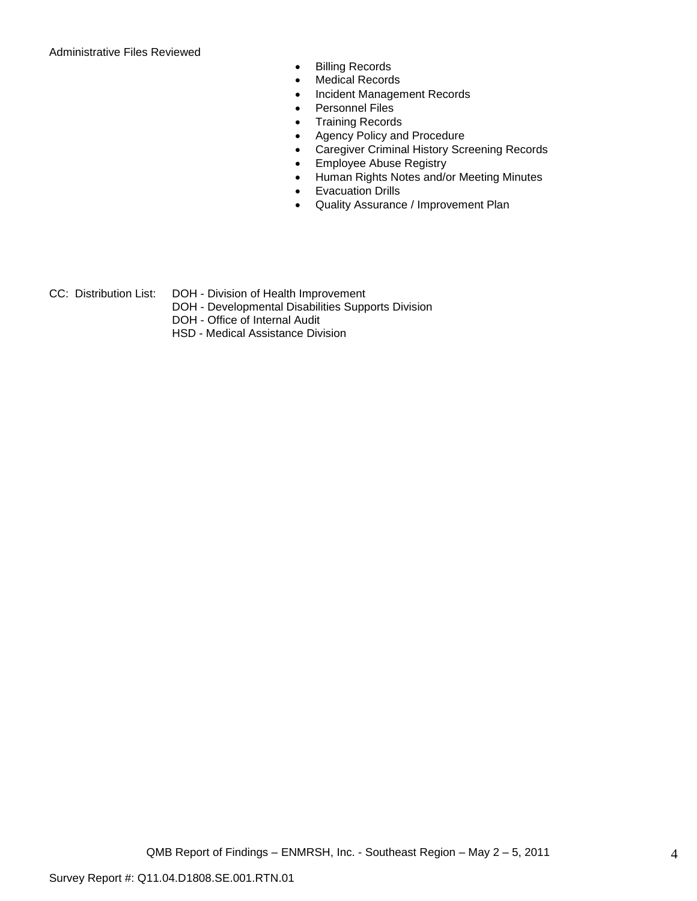Administrative Files Reviewed

- Billing Records
- Medical Records
- Incident Management Records
- Personnel Files
- Training Records
- Agency Policy and Procedure
- Caregiver Criminal History Screening Records
- Employee Abuse Registry
- Human Rights Notes and/or Meeting Minutes
- Evacuation Drills
- Quality Assurance / Improvement Plan

CC: Distribution List: DOH - Division of Health Improvement
DOH - Developmental Disabilities Supports Division
DOH - Office of Internal Audit
HSD - Medical Assistance Division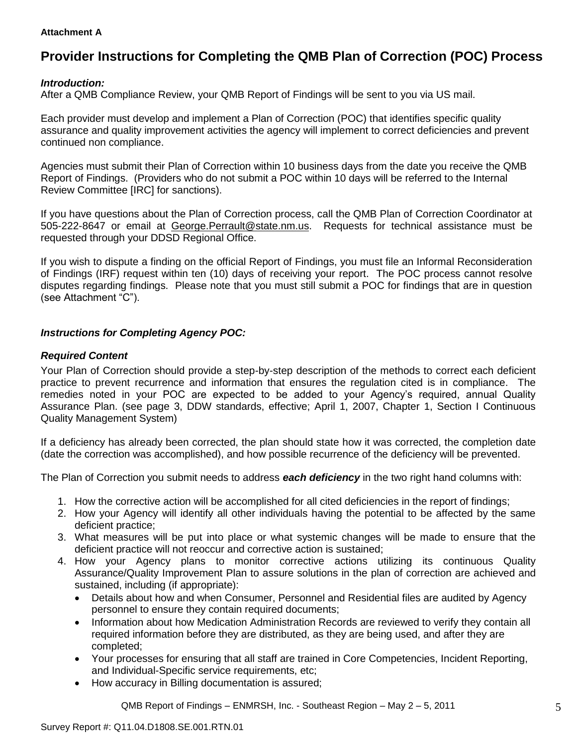**Attachment A**

# Provider Instructions for Completing the QMB Plan of Correction (POC) Process

***Introduction:***

After a QMB Compliance Review, your QMB Report of Findings will be sent to you via US mail.

Each provider must develop and implement a Plan of Correction (POC) that identifies specific quality assurance and quality improvement activities the agency will implement to correct deficiencies and prevent continued non compliance.

Agencies must submit their Plan of Correction within 10 business days from the date you receive the QMB Report of Findings. (Providers who do not submit a POC within 10 days will be referred to the Internal Review Committee [IRC] for sanctions).

If you have questions about the Plan of Correction process, call the QMB Plan of Correction Coordinator at 505-222-8647 or email at George.Perrault@state.nm.us. Requests for technical assistance must be requested through your DDSD Regional Office.

If you wish to dispute a finding on the official Report of Findings, you must file an Informal Reconsideration of Findings (IRF) request within ten (10) days of receiving your report. The POC process cannot resolve disputes regarding findings. Please note that you must still submit a POC for findings that are in question (see Attachment "C").

***Instructions for Completing Agency POC:***

***Required Content***

Your Plan of Correction should provide a step-by-step description of the methods to correct each deficient practice to prevent recurrence and information that ensures the regulation cited is in compliance. The remedies noted in your POC are expected to be added to your Agency's required, annual Quality Assurance Plan. (see page 3, DDW standards, effective; April 1, 2007, Chapter 1, Section I Continuous Quality Management System)

If a deficiency has already been corrected, the plan should state how it was corrected, the completion date (date the correction was accomplished), and how possible recurrence of the deficiency will be prevented.

The Plan of Correction you submit needs to address ***each deficiency*** in the two right hand columns with:

1. How the corrective action will be accomplished for all cited deficiencies in the report of findings;
2. How your Agency will identify all other individuals having the potential to be affected by the same deficient practice;
3. What measures will be put into place or what systemic changes will be made to ensure that the deficient practice will not reoccur and corrective action is sustained;
4. How your Agency plans to monitor corrective actions utilizing its continuous Quality Assurance/Quality Improvement Plan to assure solutions in the plan of correction are achieved and sustained, including (if appropriate):
    - Details about how and when Consumer, Personnel and Residential files are audited by Agency personnel to ensure they contain required documents;
    - Information about how Medication Administration Records are reviewed to verify they contain all required information before they are distributed, as they are being used, and after they are completed;
    - Your processes for ensuring that all staff are trained in Core Competencies, Incident Reporting, and Individual-Specific service requirements, etc;
    - How accuracy in Billing documentation is assured;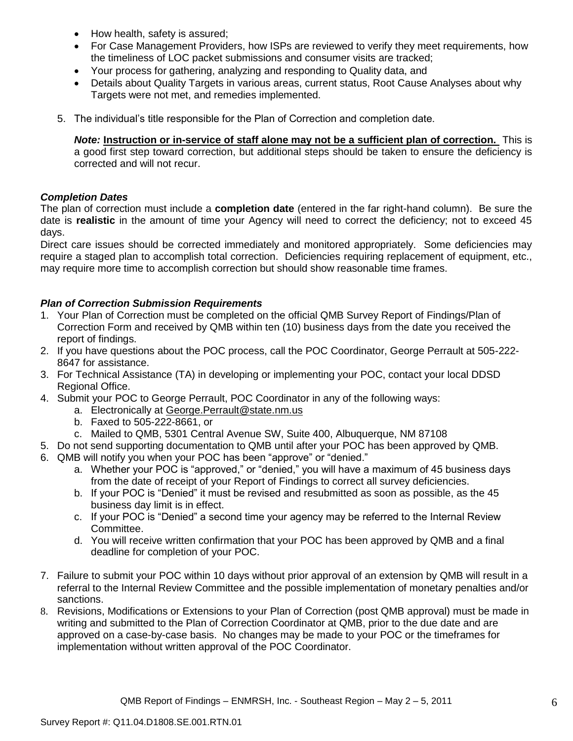- How health, safety is assured;
- For Case Management Providers, how ISPs are reviewed to verify they meet requirements, how the timeliness of LOC packet submissions and consumer visits are tracked;
- Your process for gathering, analyzing and responding to Quality data, and
- Details about Quality Targets in various areas, current status, Root Cause Analyses about why Targets were not met, and remedies implemented.

5. The individual's title responsible for the Plan of Correction and completion date.

   ***Note:*** **Instruction or in-service of staff alone may not be a sufficient plan of correction.** This is a good first step toward correction, but additional steps should be taken to ensure the deficiency is corrected and will not recur.

***Completion Dates***

The plan of correction must include a **completion date** (entered in the far right-hand column). Be sure the date is **realistic** in the amount of time your Agency will need to correct the deficiency; not to exceed 45 days.

Direct care issues should be corrected immediately and monitored appropriately. Some deficiencies may require a staged plan to accomplish total correction. Deficiencies requiring replacement of equipment, etc., may require more time to accomplish correction but should show reasonable time frames.

***Plan of Correction Submission Requirements***

1. Your Plan of Correction must be completed on the official QMB Survey Report of Findings/Plan of Correction Form and received by QMB within ten (10) business days from the date you received the report of findings.
2. If you have questions about the POC process, call the POC Coordinator, George Perrault at 505-222-8647 for assistance.
3. For Technical Assistance (TA) in developing or implementing your POC, contact your local DDSD Regional Office.
4. Submit your POC to George Perrault, POC Coordinator in any of the following ways:
   a. Electronically at George.Perrault@state.nm.us
   b. Faxed to 505-222-8661, or
   c. Mailed to QMB, 5301 Central Avenue SW, Suite 400, Albuquerque, NM 87108
5. Do not send supporting documentation to QMB until after your POC has been approved by QMB.
6. QMB will notify you when your POC has been "approve" or "denied."
   a. Whether your POC is "approved," or "denied," you will have a maximum of 45 business days from the date of receipt of your Report of Findings to correct all survey deficiencies.
   b. If your POC is "Denied" it must be revised and resubmitted as soon as possible, as the 45 business day limit is in effect.
   c. If your POC is "Denied" a second time your agency may be referred to the Internal Review Committee.
   d. You will receive written confirmation that your POC has been approved by QMB and a final deadline for completion of your POC.
7. Failure to submit your POC within 10 days without prior approval of an extension by QMB will result in a referral to the Internal Review Committee and the possible implementation of monetary penalties and/or sanctions.
8. Revisions, Modifications or Extensions to your Plan of Correction (post QMB approval) must be made in writing and submitted to the Plan of Correction Coordinator at QMB, prior to the due date and are approved on a case-by-case basis. No changes may be made to your POC or the timeframes for implementation without written approval of the POC Coordinator.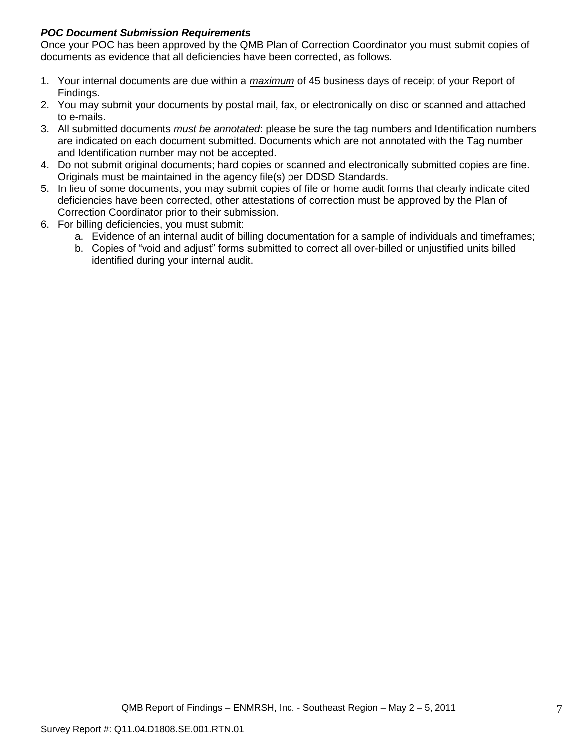***POC Document Submission Requirements***

Once your POC has been approved by the QMB Plan of Correction Coordinator you must submit copies of documents as evidence that all deficiencies have been corrected, as follows.

1. Your internal documents are due within a ***maximum*** of 45 business days of receipt of your Report of Findings.
2. You may submit your documents by postal mail, fax, or electronically on disc or scanned and attached to e-mails.
3. All submitted documents *must be annotated*: please be sure the tag numbers and Identification numbers are indicated on each document submitted. Documents which are not annotated with the Tag number and Identification number may not be accepted.
4. Do not submit original documents; hard copies or scanned and electronically submitted copies are fine. Originals must be maintained in the agency file(s) per DDSD Standards.
5. In lieu of some documents, you may submit copies of file or home audit forms that clearly indicate cited deficiencies have been corrected, other attestations of correction must be approved by the Plan of Correction Coordinator prior to their submission.
6. For billing deficiencies, you must submit:
   a. Evidence of an internal audit of billing documentation for a sample of individuals and timeframes;
   b. Copies of "void and adjust" forms submitted to correct all over-billed or unjustified units billed identified during your internal audit.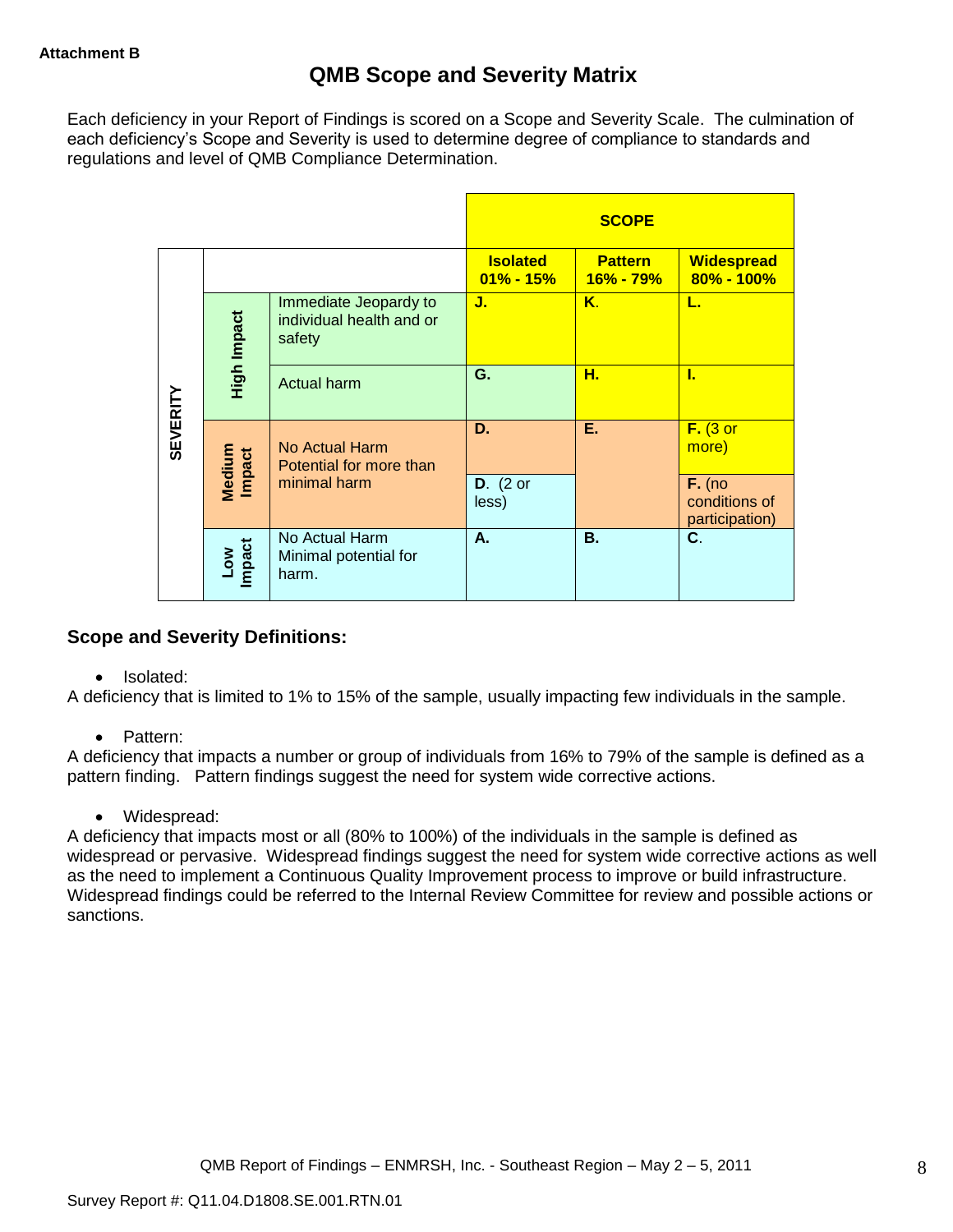Attachment B

# QMB Scope and Severity Matrix

Each deficiency in your Report of Findings is scored on a Scope and Severity Scale. The culmination of each deficiency's Scope and Severity is used to determine degree of compliance to standards and regulations and level of QMB Compliance Determination.

| | | | SCOPE | | |
|---|---|---|---|---|---|
| | | | **Isolated 01% - 15%** | **Pattern 16% - 79%** | **Widespread 80% - 100%** |
| **SEVERITY** | **High Impact** | Immediate Jeopardy to individual health and or safety | **J.** | **K.** | **L.** |
| | **High Impact** | Actual harm | **G.** | **H.** | **I.** |
| | **Medium Impact** | No Actual Harm Potential for more than minimal harm | **D.** | **E.** | **F.** (3 or more) |
| | **Medium Impact** | | **D.** (2 or less) | | **F.** (no conditions of participation) |
| | **Low Impact** | No Actual Harm Minimal potential for harm. | **A.** | **B.** | **C.** |

## Scope and Severity Definitions:

- Isolated:

A deficiency that is limited to 1% to 15% of the sample, usually impacting few individuals in the sample.

- Pattern:

A deficiency that impacts a number or group of individuals from 16% to 79% of the sample is defined as a pattern finding. Pattern findings suggest the need for system wide corrective actions.

- Widespread:

A deficiency that impacts most or all (80% to 100%) of the individuals in the sample is defined as widespread or pervasive. Widespread findings suggest the need for system wide corrective actions as well as the need to implement a Continuous Quality Improvement process to improve or build infrastructure. Widespread findings could be referred to the Internal Review Committee for review and possible actions or sanctions.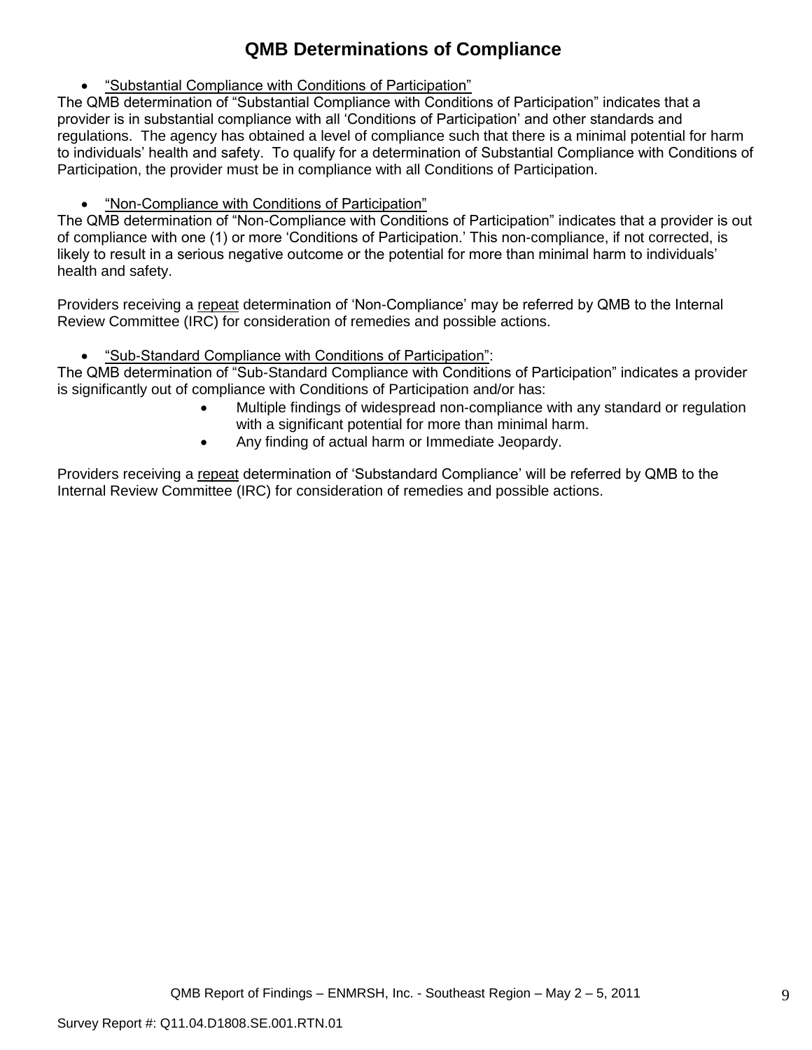# QMB Determinations of Compliance

- "Substantial Compliance with Conditions of Participation"

The QMB determination of "Substantial Compliance with Conditions of Participation" indicates that a provider is in substantial compliance with all 'Conditions of Participation' and other standards and regulations. The agency has obtained a level of compliance such that there is a minimal potential for harm to individuals' health and safety. To qualify for a determination of Substantial Compliance with Conditions of Participation, the provider must be in compliance with all Conditions of Participation.

- "Non-Compliance with Conditions of Participation"

The QMB determination of "Non-Compliance with Conditions of Participation" indicates that a provider is out of compliance with one (1) or more 'Conditions of Participation.' This non-compliance, if not corrected, is likely to result in a serious negative outcome or the potential for more than minimal harm to individuals' health and safety.

Providers receiving a repeat determination of 'Non-Compliance' may be referred by QMB to the Internal Review Committee (IRC) for consideration of remedies and possible actions.

- "Sub-Standard Compliance with Conditions of Participation":

The QMB determination of "Sub-Standard Compliance with Conditions of Participation" indicates a provider is significantly out of compliance with Conditions of Participation and/or has:

- Multiple findings of widespread non-compliance with any standard or regulation with a significant potential for more than minimal harm.
- Any finding of actual harm or Immediate Jeopardy.

Providers receiving a repeat determination of 'Substandard Compliance' will be referred by QMB to the Internal Review Committee (IRC) for consideration of remedies and possible actions.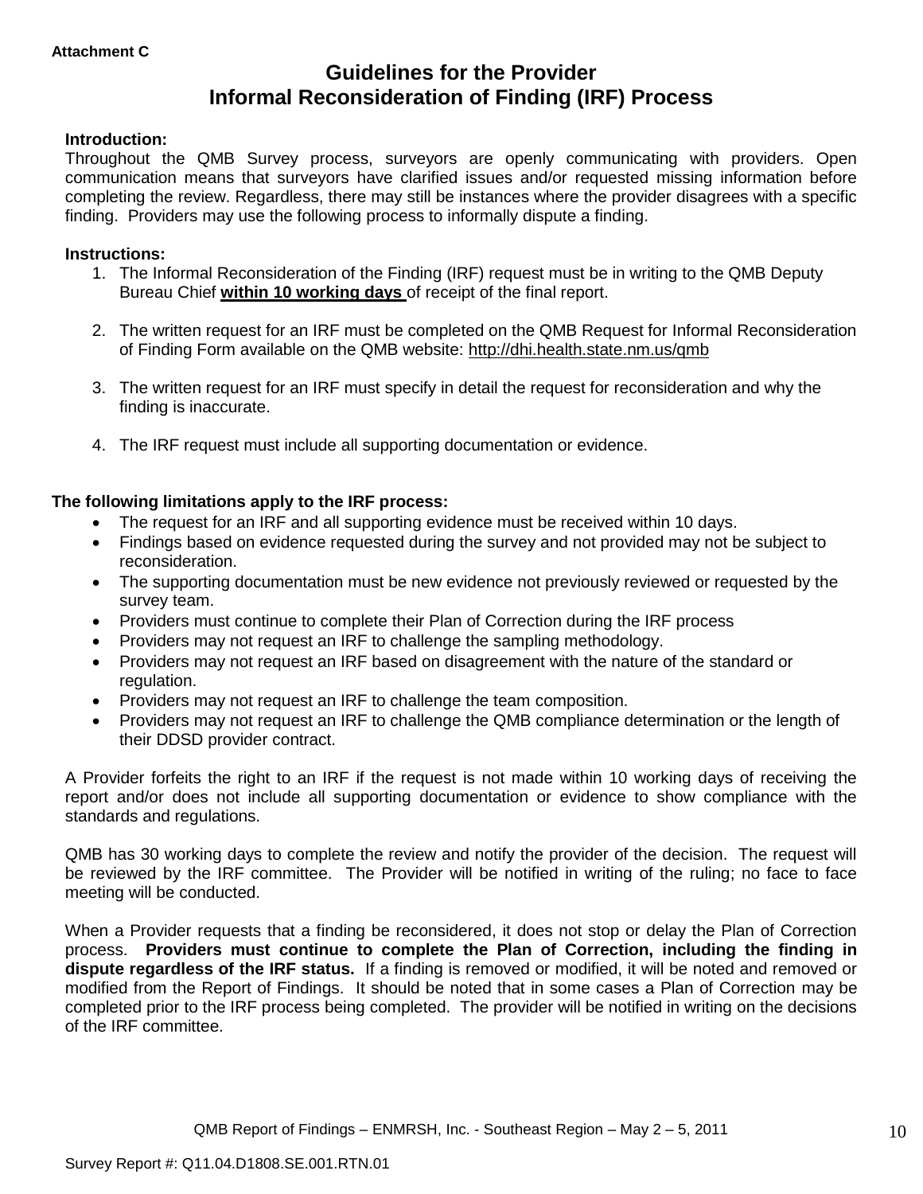**Attachment C**

# Guidelines for the Provider
# Informal Reconsideration of Finding (IRF) Process

**Introduction:**
Throughout the QMB Survey process, surveyors are openly communicating with providers. Open communication means that surveyors have clarified issues and/or requested missing information before completing the review. Regardless, there may still be instances where the provider disagrees with a specific finding. Providers may use the following process to informally dispute a finding.

**Instructions:**

1. The Informal Reconsideration of the Finding (IRF) request must be in writing to the QMB Deputy Bureau Chief **within 10 working days** of receipt of the final report.

2. The written request for an IRF must be completed on the QMB Request for Informal Reconsideration of Finding Form available on the QMB website: http://dhi.health.state.nm.us/qmb

3. The written request for an IRF must specify in detail the request for reconsideration and why the finding is inaccurate.

4. The IRF request must include all supporting documentation or evidence.

**The following limitations apply to the IRF process:**

- The request for an IRF and all supporting evidence must be received within 10 days.
- Findings based on evidence requested during the survey and not provided may not be subject to reconsideration.
- The supporting documentation must be new evidence not previously reviewed or requested by the survey team.
- Providers must continue to complete their Plan of Correction during the IRF process
- Providers may not request an IRF to challenge the sampling methodology.
- Providers may not request an IRF based on disagreement with the nature of the standard or regulation.
- Providers may not request an IRF to challenge the team composition.
- Providers may not request an IRF to challenge the QMB compliance determination or the length of their DDSD provider contract.

A Provider forfeits the right to an IRF if the request is not made within 10 working days of receiving the report and/or does not include all supporting documentation or evidence to show compliance with the standards and regulations.

QMB has 30 working days to complete the review and notify the provider of the decision. The request will be reviewed by the IRF committee. The Provider will be notified in writing of the ruling; no face to face meeting will be conducted.

When a Provider requests that a finding be reconsidered, it does not stop or delay the Plan of Correction process. **Providers must continue to complete the Plan of Correction, including the finding in dispute regardless of the IRF status.** If a finding is removed or modified, it will be noted and removed or modified from the Report of Findings. It should be noted that in some cases a Plan of Correction may be completed prior to the IRF process being completed. The provider will be notified in writing on the decisions of the IRF committee.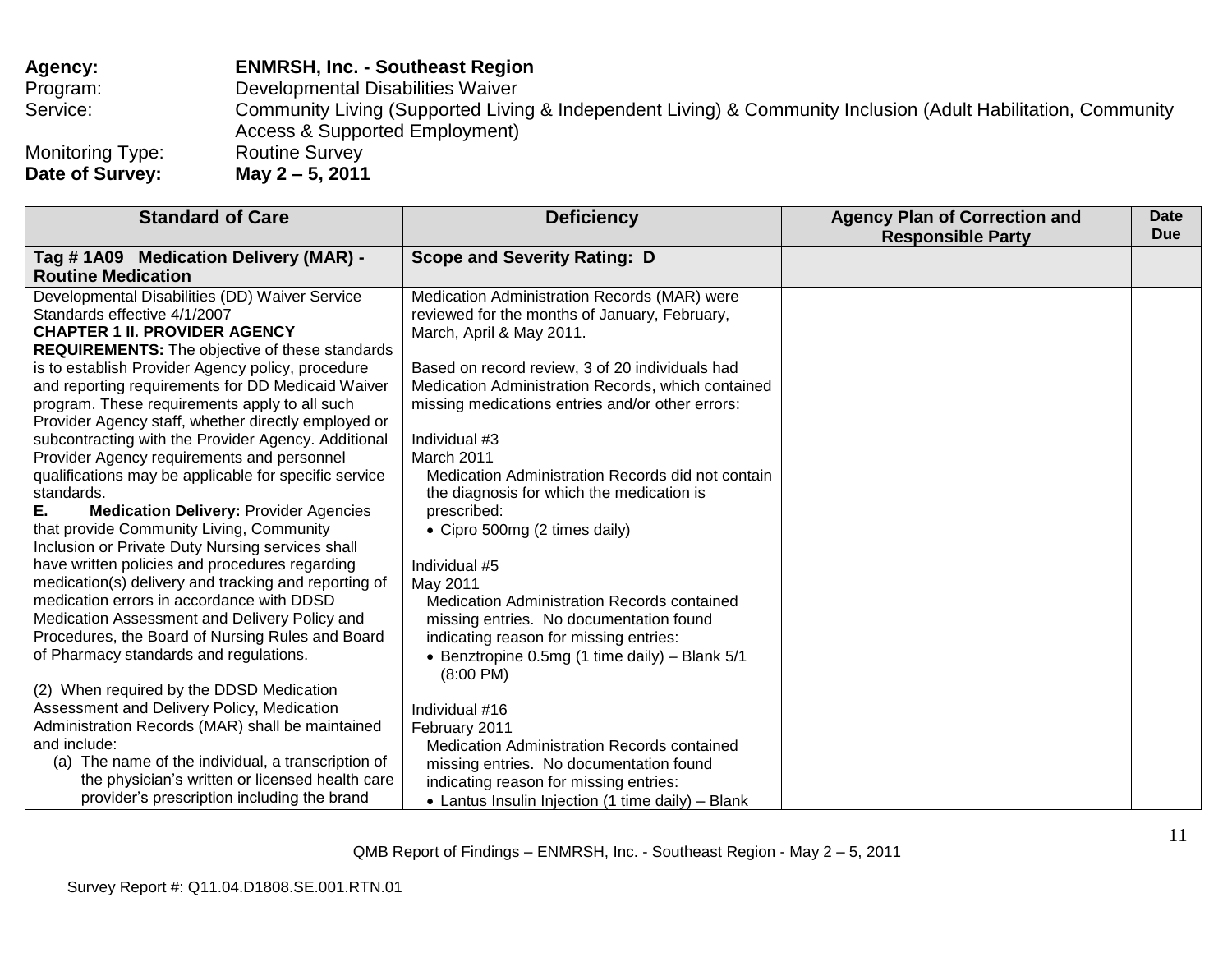**Agency:** **ENMRSH, Inc. - Southeast Region**
Program: Developmental Disabilities Waiver
Service: Community Living (Supported Living & Independent Living) & Community Inclusion (Adult Habilitation, Community Access & Supported Employment)
Monitoring Type: Routine Survey
**Date of Survey:** **May 2 – 5, 2011**

| Standard of Care | Deficiency | Agency Plan of Correction and Responsible Party | Date Due |
|---|---|---|---|
| **Tag # 1A09 Medication Delivery (MAR) - Routine Medication** | **Scope and Severity Rating: D** | | |
| Developmental Disabilities (DD) Waiver Service Standards effective 4/1/2007<br>**CHAPTER 1 II. PROVIDER AGENCY REQUIREMENTS:** The objective of these standards is to establish Provider Agency policy, procedure and reporting requirements for DD Medicaid Waiver program. These requirements apply to all such Provider Agency staff, whether directly employed or subcontracting with the Provider Agency. Additional Provider Agency requirements and personnel qualifications may be applicable for specific service standards.<br>**E. Medication Delivery:** Provider Agencies that provide Community Living, Community Inclusion or Private Duty Nursing services shall have written policies and procedures regarding medication(s) delivery and tracking and reporting of medication errors in accordance with DDSD Medication Assessment and Delivery Policy and Procedures, the Board of Nursing Rules and Board of Pharmacy standards and regulations.<br><br>(2) When required by the DDSD Medication Assessment and Delivery Policy, Medication Administration Records (MAR) shall be maintained and include:<br>(a) The name of the individual, a transcription of the physician's written or licensed health care provider's prescription including the brand | Medication Administration Records (MAR) were reviewed for the months of January, February, March, April & May 2011.<br><br>Based on record review, 3 of 20 individuals had Medication Administration Records, which contained missing medications entries and/or other errors:<br><br>Individual #3<br>March 2011<br>Medication Administration Records did not contain the diagnosis for which the medication is prescribed:<br>• Cipro 500mg (2 times daily)<br><br>Individual #5<br>May 2011<br>Medication Administration Records contained missing entries. No documentation found indicating reason for missing entries:<br>• Benztropine 0.5mg (1 time daily) – Blank 5/1 (8:00 PM)<br><br>Individual #16<br>February 2011<br>Medication Administration Records contained missing entries. No documentation found indicating reason for missing entries:<br>• Lantus Insulin Injection (1 time daily) – Blank | | |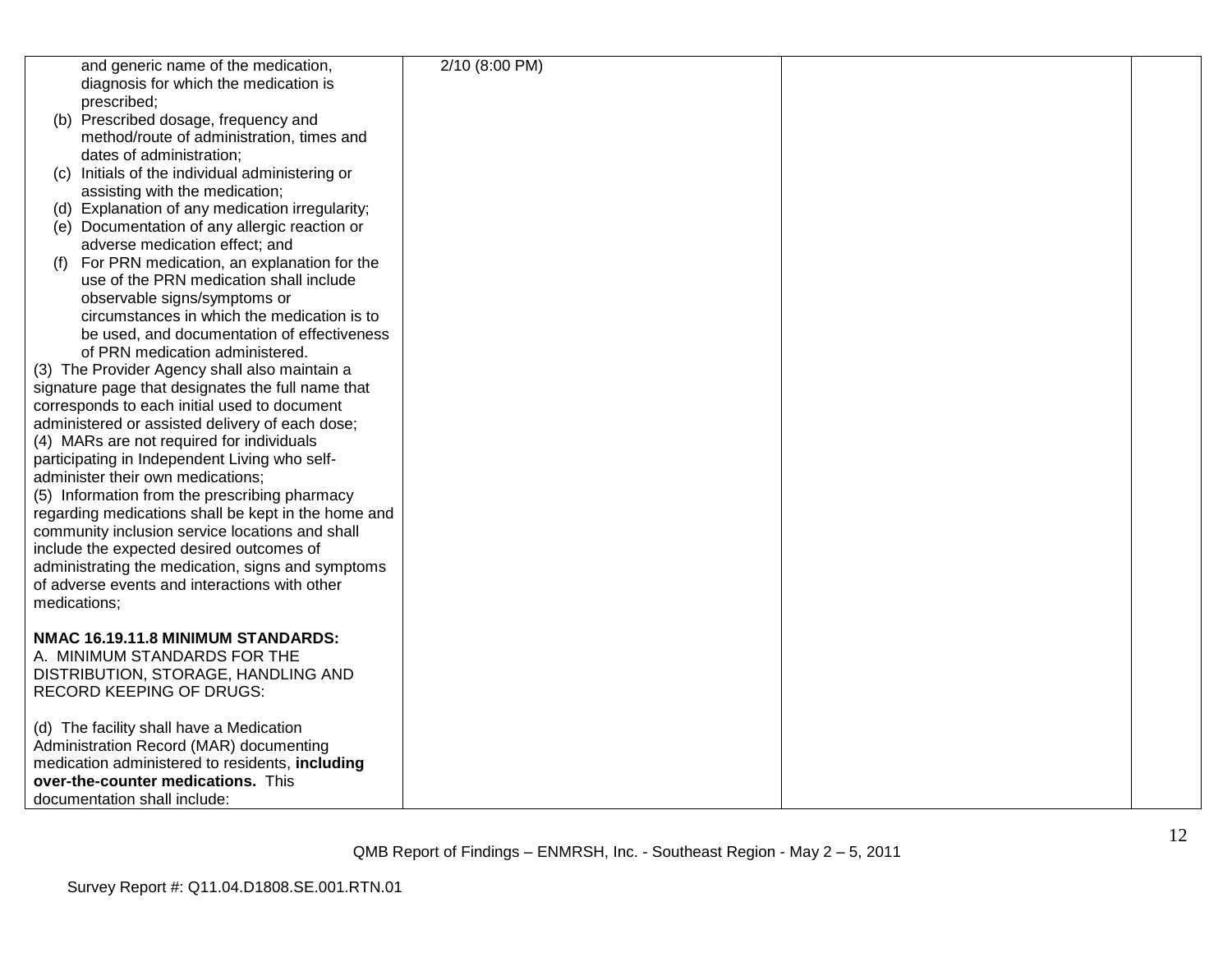| | | | |
|---|---|---|---|
| and generic name of the medication, diagnosis for which the medication is prescribed;<br>(b) Prescribed dosage, frequency and method/route of administration, times and dates of administration;<br>(c) Initials of the individual administering or assisting with the medication;<br>(d) Explanation of any medication irregularity;<br>(e) Documentation of any allergic reaction or adverse medication effect; and<br>(f) For PRN medication, an explanation for the use of the PRN medication shall include observable signs/symptoms or circumstances in which the medication is to be used, and documentation of effectiveness of PRN medication administered.<br>(3) The Provider Agency shall also maintain a signature page that designates the full name that corresponds to each initial used to document administered or assisted delivery of each dose;<br>(4) MARs are not required for individuals participating in Independent Living who self-administer their own medications;<br>(5) Information from the prescribing pharmacy regarding medications shall be kept in the home and community inclusion service locations and shall include the expected desired outcomes of administrating the medication, signs and symptoms of adverse events and interactions with other medications;<br><br>**NMAC 16.19.11.8 MINIMUM STANDARDS:**<br>A. MINIMUM STANDARDS FOR THE DISTRIBUTION, STORAGE, HANDLING AND RECORD KEEPING OF DRUGS:<br><br>(d) The facility shall have a Medication Administration Record (MAR) documenting medication administered to residents, **including over-the-counter medications.** This documentation shall include: | 2/10 (8:00 PM) | | |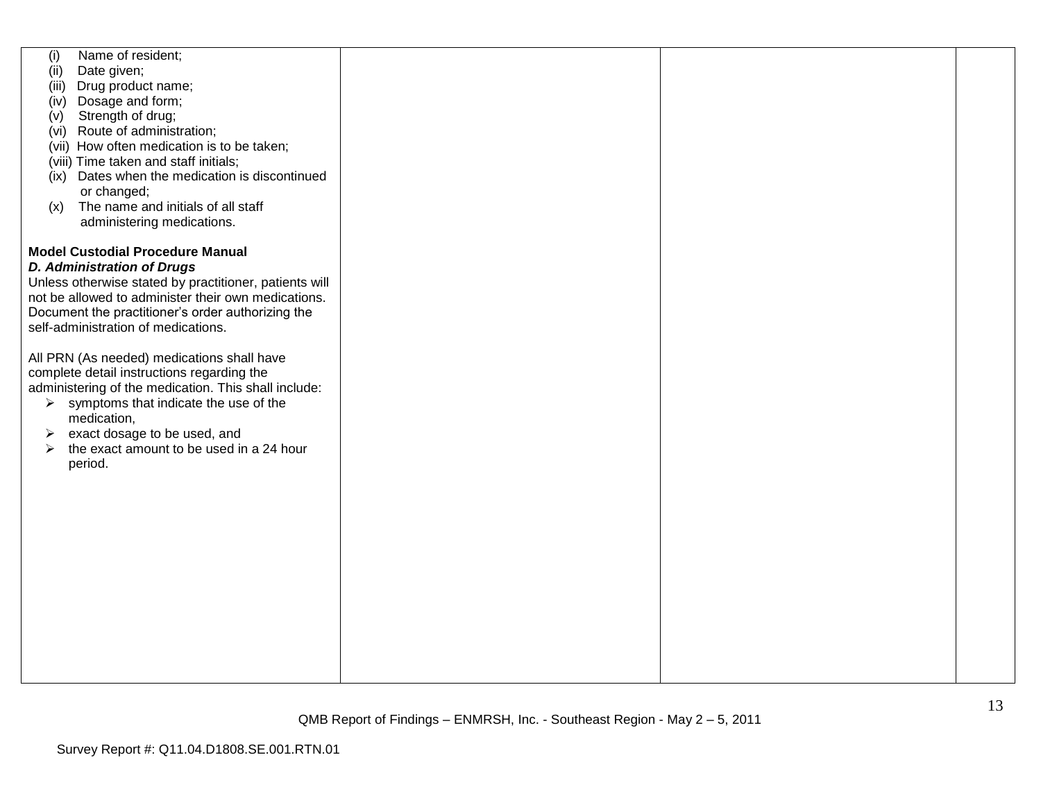| | | | |
|---|---|---|---|
| (i) Name of resident;<br>(ii) Date given;<br>(iii) Drug product name;<br>(iv) Dosage and form;<br>(v) Strength of drug;<br>(vi) Route of administration;<br>(vii) How often medication is to be taken;<br>(viii) Time taken and staff initials;<br>(ix) Dates when the medication is discontinued or changed;<br>(x) The name and initials of all staff administering medications.<br><br>**Model Custodial Procedure Manual**<br>***D. Administration of Drugs***<br>Unless otherwise stated by practitioner, patients will not be allowed to administer their own medications. Document the practitioner's order authorizing the self-administration of medications.<br><br>All PRN (As needed) medications shall have complete detail instructions regarding the administering of the medication. This shall include:<br>➢ symptoms that indicate the use of the medication,<br>➢ exact dosage to be used, and<br>➢ the exact amount to be used in a 24 hour period. | | | |

QMB Report of Findings – ENMRSH, Inc. - Southeast Region - May 2 – 5, 2011

Survey Report #: Q11.04.D1808.SE.001.RTN.01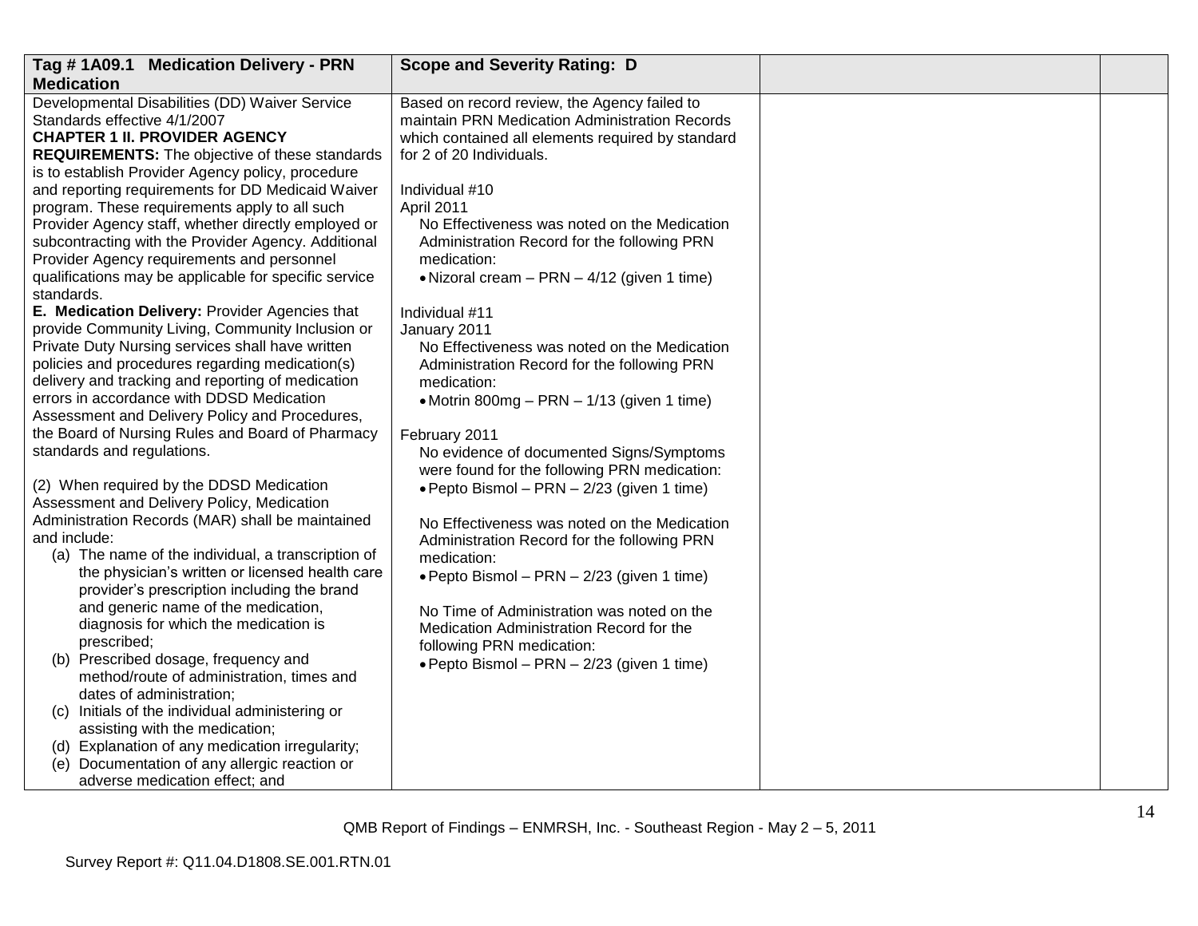| **Tag # 1A09.1 Medication Delivery - PRN Medication** | **Scope and Severity Rating: D** | | |
|---|---|---|---|
| Developmental Disabilities (DD) Waiver Service Standards effective 4/1/2007<br>**CHAPTER 1 II. PROVIDER AGENCY REQUIREMENTS:** The objective of these standards is to establish Provider Agency policy, procedure and reporting requirements for DD Medicaid Waiver program. These requirements apply to all such Provider Agency staff, whether directly employed or subcontracting with the Provider Agency. Additional Provider Agency requirements and personnel qualifications may be applicable for specific service standards.<br>**E. Medication Delivery:** Provider Agencies that provide Community Living, Community Inclusion or Private Duty Nursing services shall have written policies and procedures regarding medication(s) delivery and tracking and reporting of medication errors in accordance with DDSD Medication Assessment and Delivery Policy and Procedures, the Board of Nursing Rules and Board of Pharmacy standards and regulations.<br><br>(2) When required by the DDSD Medication Assessment and Delivery Policy, Medication Administration Records (MAR) shall be maintained and include:<br>(a) The name of the individual, a transcription of the physician's written or licensed health care provider's prescription including the brand and generic name of the medication, diagnosis for which the medication is prescribed;<br>(b) Prescribed dosage, frequency and method/route of administration, times and dates of administration;<br>(c) Initials of the individual administering or assisting with the medication;<br>(d) Explanation of any medication irregularity;<br>(e) Documentation of any allergic reaction or adverse medication effect; and | Based on record review, the Agency failed to maintain PRN Medication Administration Records which contained all elements required by standard for 2 of 20 Individuals.<br><br>Individual #10<br>April 2011<br>No Effectiveness was noted on the Medication Administration Record for the following PRN medication:<br>• Nizoral cream – PRN – 4/12 (given 1 time)<br><br>Individual #11<br>January 2011<br>No Effectiveness was noted on the Medication Administration Record for the following PRN medication:<br>• Motrin 800mg – PRN – 1/13 (given 1 time)<br><br>February 2011<br>No evidence of documented Signs/Symptoms were found for the following PRN medication:<br>• Pepto Bismol – PRN – 2/23 (given 1 time)<br><br>No Effectiveness was noted on the Medication Administration Record for the following PRN medication:<br>• Pepto Bismol – PRN – 2/23 (given 1 time)<br><br>No Time of Administration was noted on the Medication Administration Record for the following PRN medication:<br>• Pepto Bismol – PRN – 2/23 (given 1 time) | | |

QMB Report of Findings – ENMRSH, Inc. - Southeast Region - May 2 – 5, 2011

Survey Report #: Q11.04.D1808.SE.001.RTN.01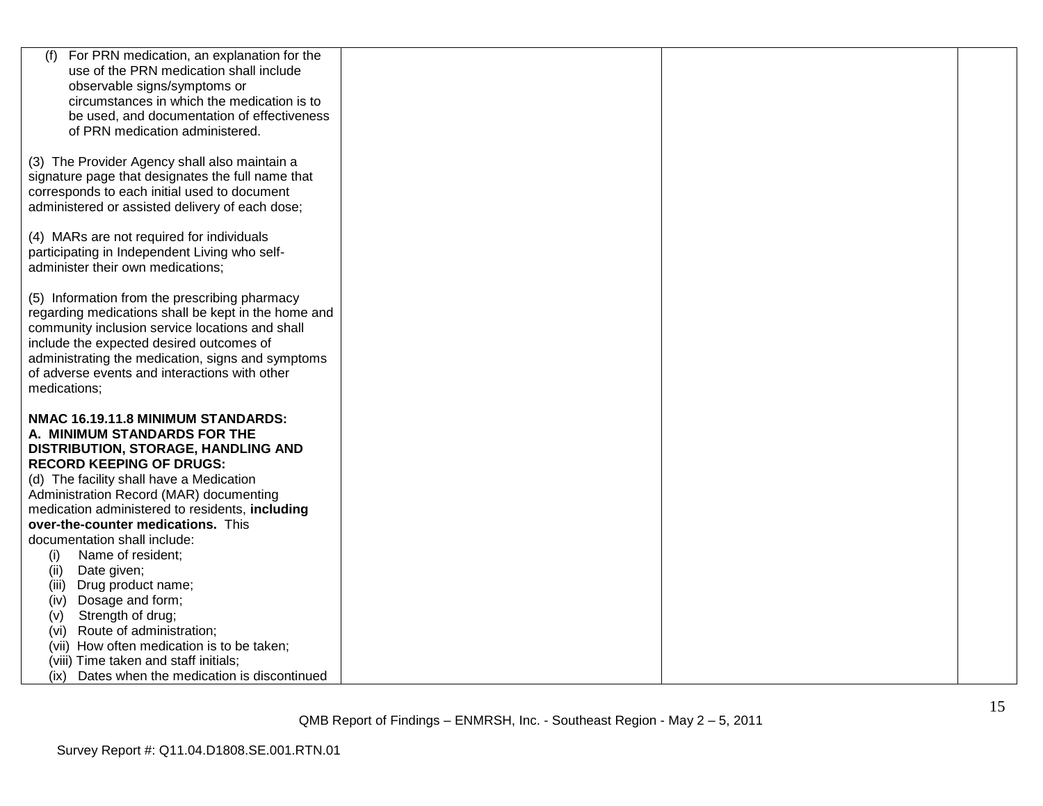| | | | |
|---|---|---|---|
| (f) For PRN medication, an explanation for the use of the PRN medication shall include observable signs/symptoms or circumstances in which the medication is to be used, and documentation of effectiveness of PRN medication administered.<br><br>(3) The Provider Agency shall also maintain a signature page that designates the full name that corresponds to each initial used to document administered or assisted delivery of each dose;<br><br>(4) MARs are not required for individuals participating in Independent Living who self-administer their own medications;<br><br>(5) Information from the prescribing pharmacy regarding medications shall be kept in the home and community inclusion service locations and shall include the expected desired outcomes of administrating the medication, signs and symptoms of adverse events and interactions with other medications;<br><br>**NMAC 16.19.11.8 MINIMUM STANDARDS: A. MINIMUM STANDARDS FOR THE DISTRIBUTION, STORAGE, HANDLING AND RECORD KEEPING OF DRUGS:**<br>(d) The facility shall have a Medication Administration Record (MAR) documenting medication administered to residents, **including over-the-counter medications.** This documentation shall include:<br>(i) Name of resident;<br>(ii) Date given;<br>(iii) Drug product name;<br>(iv) Dosage and form;<br>(v) Strength of drug;<br>(vi) Route of administration;<br>(vii) How often medication is to be taken;<br>(viii) Time taken and staff initials;<br>(ix) Dates when the medication is discontinued | | | |

QMB Report of Findings – ENMRSH, Inc. - Southeast Region - May 2 – 5, 2011

Survey Report #: Q11.04.D1808.SE.001.RTN.01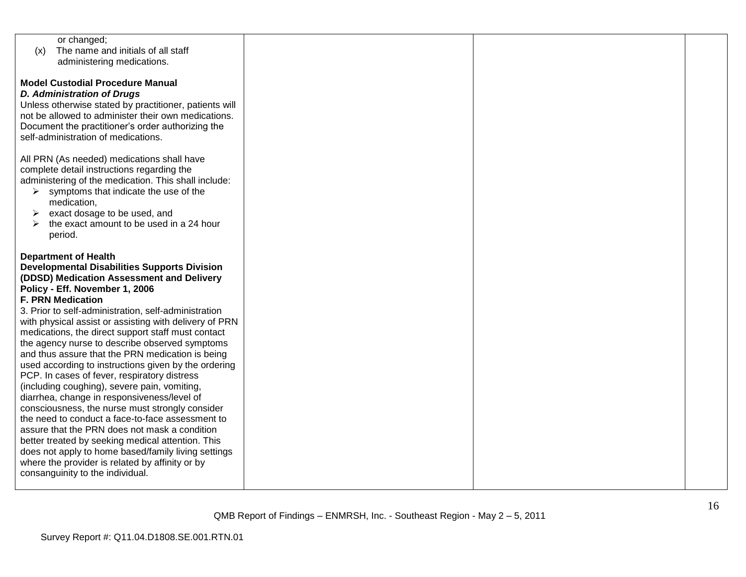| | | | |
|---|---|---|---|
| or changed;<br>(x) The name and initials of all staff administering medications.<br><br>**Model Custodial Procedure Manual**<br>***D. Administration of Drugs***<br>Unless otherwise stated by practitioner, patients will not be allowed to administer their own medications. Document the practitioner's order authorizing the self-administration of medications.<br><br>All PRN (As needed) medications shall have complete detail instructions regarding the administering of the medication. This shall include:<br>➢ symptoms that indicate the use of the medication,<br>➢ exact dosage to be used, and<br>➢ the exact amount to be used in a 24 hour period.<br><br>**Department of Health**<br>**Developmental Disabilities Supports Division (DDSD) Medication Assessment and Delivery Policy - Eff. November 1, 2006**<br>**F. PRN Medication**<br>3. Prior to self-administration, self-administration with physical assist or assisting with delivery of PRN medications, the direct support staff must contact the agency nurse to describe observed symptoms and thus assure that the PRN medication is being used according to instructions given by the ordering PCP. In cases of fever, respiratory distress (including coughing), severe pain, vomiting, diarrhea, change in responsiveness/level of consciousness, the nurse must strongly consider the need to conduct a face-to-face assessment to assure that the PRN does not mask a condition better treated by seeking medical attention. This does not apply to home based/family living settings where the provider is related by affinity or by consanguinity to the individual. | | | |

QMB Report of Findings – ENMRSH, Inc. - Southeast Region - May 2 – 5, 2011

Survey Report #: Q11.04.D1808.SE.001.RTN.01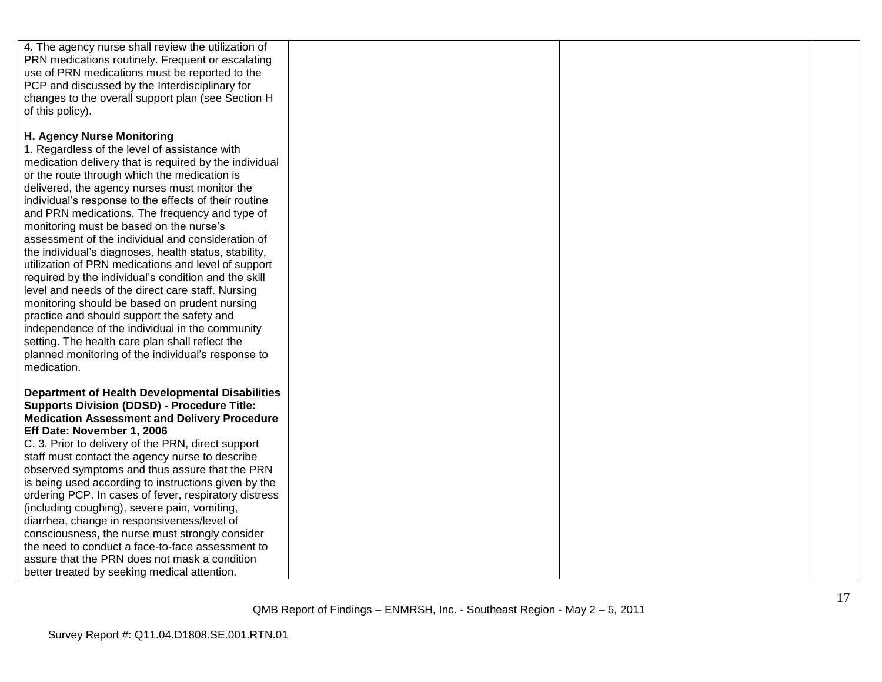| | | | |
|---|---|---|---|
| 4. The agency nurse shall review the utilization of PRN medications routinely. Frequent or escalating use of PRN medications must be reported to the PCP and discussed by the Interdisciplinary for changes to the overall support plan (see Section H of this policy).<br><br>**H. Agency Nurse Monitoring**<br>1. Regardless of the level of assistance with medication delivery that is required by the individual or the route through which the medication is delivered, the agency nurses must monitor the individual's response to the effects of their routine and PRN medications. The frequency and type of monitoring must be based on the nurse's assessment of the individual and consideration of the individual's diagnoses, health status, stability, utilization of PRN medications and level of support required by the individual's condition and the skill level and needs of the direct care staff. Nursing monitoring should be based on prudent nursing practice and should support the safety and independence of the individual in the community setting. The health care plan shall reflect the planned monitoring of the individual's response to medication.<br><br>**Department of Health Developmental Disabilities Supports Division (DDSD) - Procedure Title: Medication Assessment and Delivery Procedure Eff Date: November 1, 2006**<br>C. 3. Prior to delivery of the PRN, direct support staff must contact the agency nurse to describe observed symptoms and thus assure that the PRN is being used according to instructions given by the ordering PCP. In cases of fever, respiratory distress (including coughing), severe pain, vomiting, diarrhea, change in responsiveness/level of consciousness, the nurse must strongly consider the need to conduct a face-to-face assessment to assure that the PRN does not mask a condition better treated by seeking medical attention. | | | |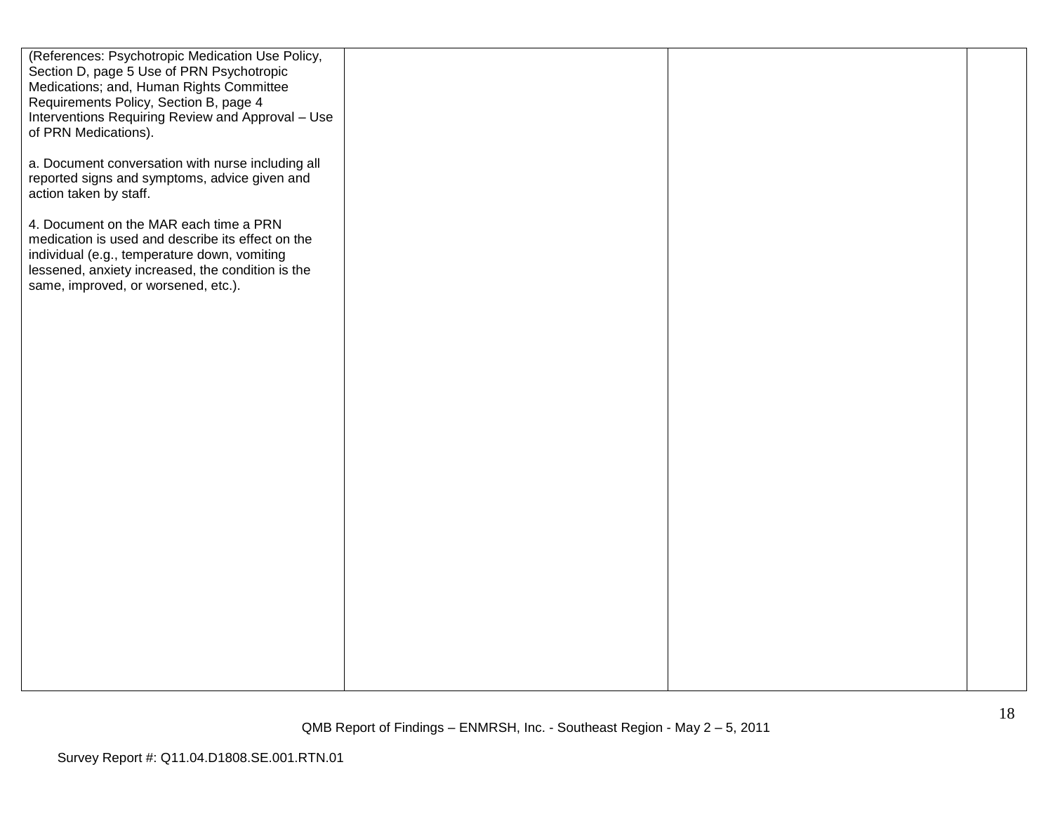| | | | |
|---|---|---|---|
| (References: Psychotropic Medication Use Policy, Section D, page 5 Use of PRN Psychotropic Medications; and, Human Rights Committee Requirements Policy, Section B, page 4 Interventions Requiring Review and Approval – Use of PRN Medications).<br><br>a. Document conversation with nurse including all reported signs and symptoms, advice given and action taken by staff.<br><br>4. Document on the MAR each time a PRN medication is used and describe its effect on the individual (e.g., temperature down, vomiting lessened, anxiety increased, the condition is the same, improved, or worsened, etc.). | | | |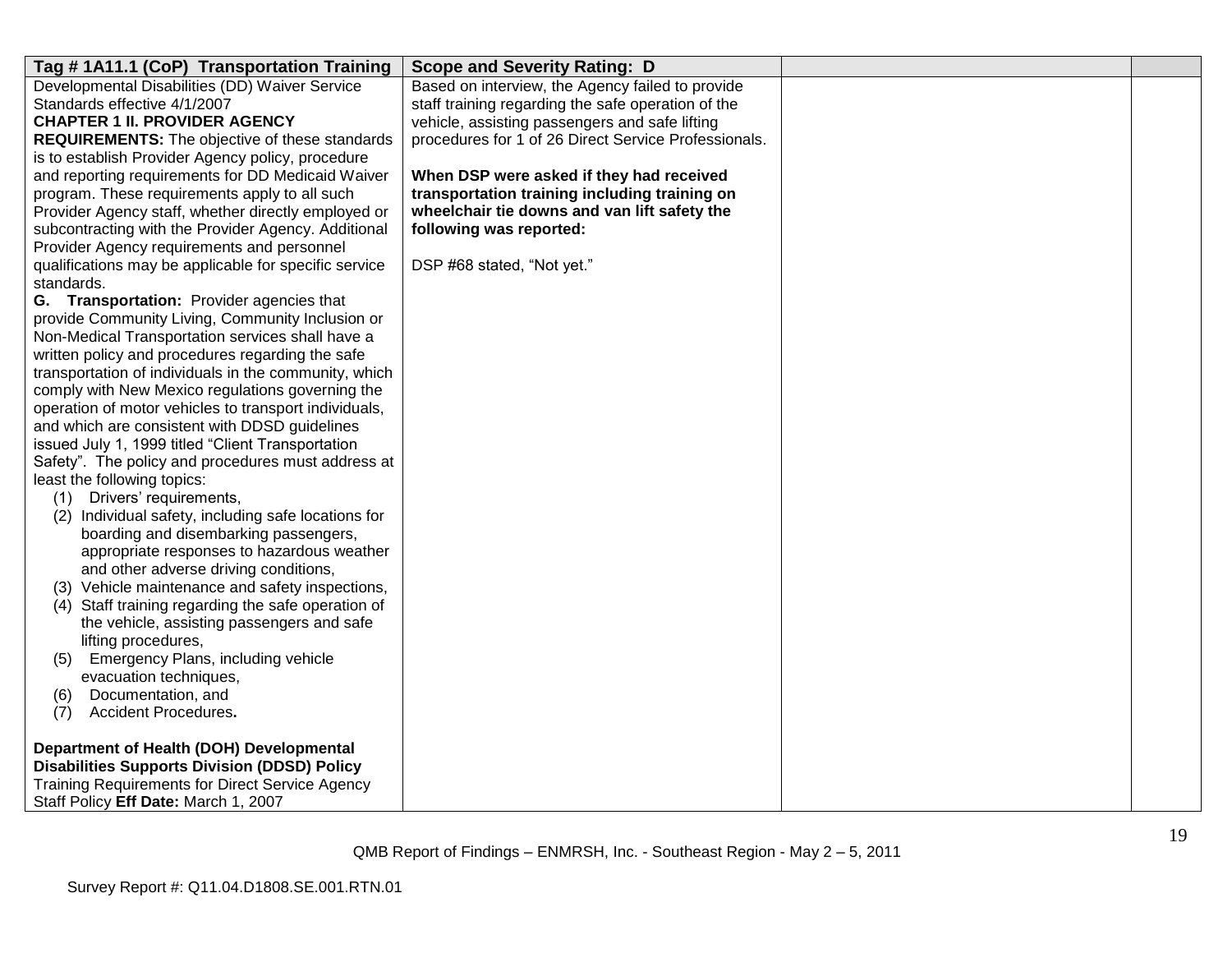| Tag # 1A11.1 (CoP) Transportation Training | Scope and Severity Rating: D | | |
|---|---|---|---|
| Developmental Disabilities (DD) Waiver Service Standards effective 4/1/2007<br>**CHAPTER 1 II. PROVIDER AGENCY REQUIREMENTS:** The objective of these standards is to establish Provider Agency policy, procedure and reporting requirements for DD Medicaid Waiver program. These requirements apply to all such Provider Agency staff, whether directly employed or subcontracting with the Provider Agency. Additional Provider Agency requirements and personnel qualifications may be applicable for specific service standards.<br>**G. Transportation:** Provider agencies that provide Community Living, Community Inclusion or Non-Medical Transportation services shall have a written policy and procedures regarding the safe transportation of individuals in the community, which comply with New Mexico regulations governing the operation of motor vehicles to transport individuals, and which are consistent with DDSD guidelines issued July 1, 1999 titled "Client Transportation Safety". The policy and procedures must address at least the following topics:<br>(1) Drivers' requirements,<br>(2) Individual safety, including safe locations for boarding and disembarking passengers, appropriate responses to hazardous weather and other adverse driving conditions,<br>(3) Vehicle maintenance and safety inspections,<br>(4) Staff training regarding the safe operation of the vehicle, assisting passengers and safe lifting procedures,<br>(5) Emergency Plans, including vehicle evacuation techniques,<br>(6) Documentation, and<br>(7) Accident Procedures**.**<br><br>**Department of Health (DOH) Developmental Disabilities Supports Division (DDSD) Policy** Training Requirements for Direct Service Agency Staff Policy **Eff Date:** March 1, 2007 | Based on interview, the Agency failed to provide staff training regarding the safe operation of the vehicle, assisting passengers and safe lifting procedures for 1 of 26 Direct Service Professionals.<br><br>**When DSP were asked if they had received transportation training including training on wheelchair tie downs and van lift safety the following was reported:**<br><br>DSP #68 stated, "Not yet." | | |

QMB Report of Findings – ENMRSH, Inc. - Southeast Region - May 2 – 5, 2011

Survey Report #: Q11.04.D1808.SE.001.RTN.01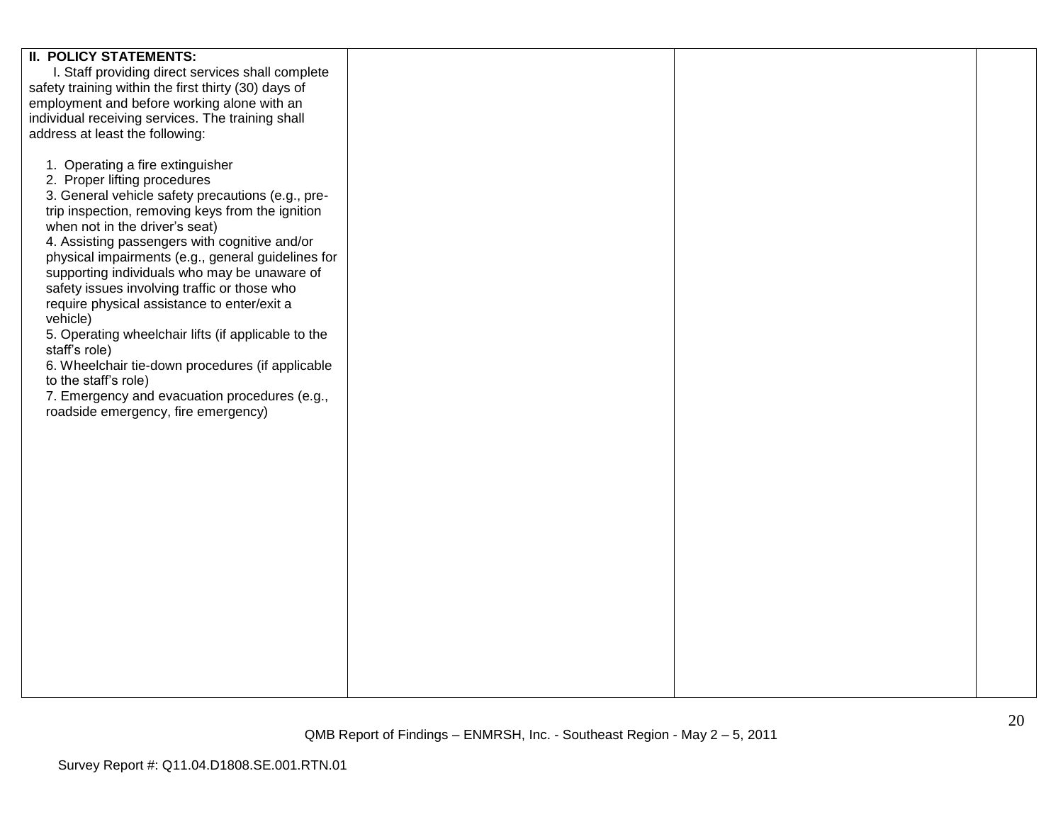| **II. POLICY STATEMENTS:**<br>I. Staff providing direct services shall complete safety training within the first thirty (30) days of employment and before working alone with an individual receiving services. The training shall address at least the following:<br><br>1. Operating a fire extinguisher<br>2. Proper lifting procedures<br>3. General vehicle safety precautions (e.g., pre-trip inspection, removing keys from the ignition when not in the driver's seat)<br>4. Assisting passengers with cognitive and/or physical impairments (e.g., general guidelines for supporting individuals who may be unaware of safety issues involving traffic or those who require physical assistance to enter/exit a vehicle)<br>5. Operating wheelchair lifts (if applicable to the staff's role)<br>6. Wheelchair tie-down procedures (if applicable to the staff's role)<br>7. Emergency and evacuation procedures (e.g., roadside emergency, fire emergency) | | | |
|---|---|---|---|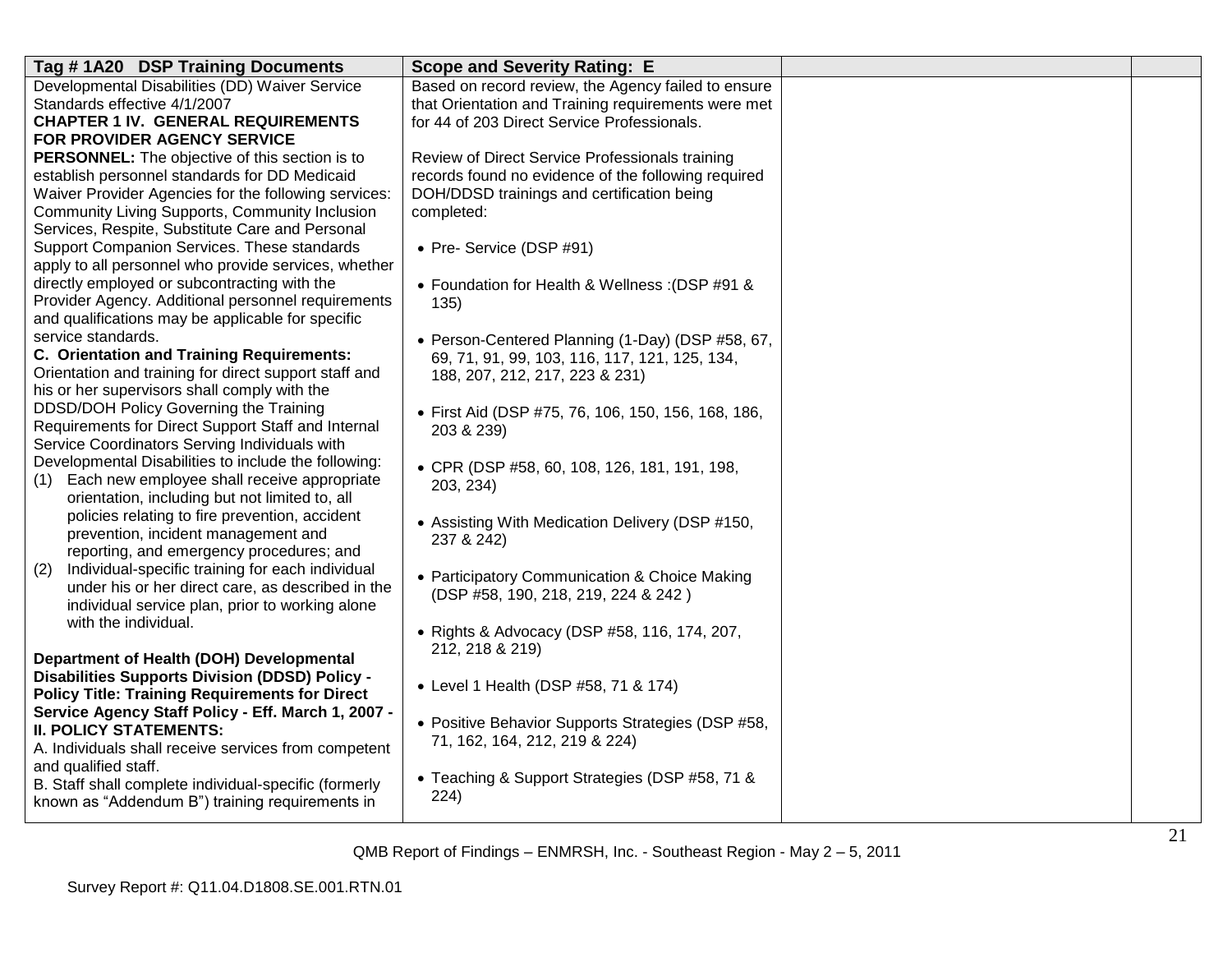| Tag # 1A20 DSP Training Documents | Scope and Severity Rating: E | | |
|---|---|---|---|
| Developmental Disabilities (DD) Waiver Service Standards effective 4/1/2007<br>**CHAPTER 1 IV. GENERAL REQUIREMENTS FOR PROVIDER AGENCY SERVICE PERSONNEL:** The objective of this section is to establish personnel standards for DD Medicaid Waiver Provider Agencies for the following services: Community Living Supports, Community Inclusion Services, Respite, Substitute Care and Personal Support Companion Services. These standards apply to all personnel who provide services, whether directly employed or subcontracting with the Provider Agency. Additional personnel requirements and qualifications may be applicable for specific service standards.<br>**C. Orientation and Training Requirements:** Orientation and training for direct support staff and his or her supervisors shall comply with the DDSD/DOH Policy Governing the Training Requirements for Direct Support Staff and Internal Service Coordinators Serving Individuals with Developmental Disabilities to include the following:<br>(1) Each new employee shall receive appropriate orientation, including but not limited to, all policies relating to fire prevention, accident prevention, incident management and reporting, and emergency procedures; and<br>(2) Individual-specific training for each individual under his or her direct care, as described in the individual service plan, prior to working alone with the individual.<br><br>**Department of Health (DOH) Developmental Disabilities Supports Division (DDSD) Policy - Policy Title: Training Requirements for Direct Service Agency Staff Policy - Eff. March 1, 2007 - II. POLICY STATEMENTS:**<br>A. Individuals shall receive services from competent and qualified staff.<br>B. Staff shall complete individual-specific (formerly known as "Addendum B") training requirements in | Based on record review, the Agency failed to ensure that Orientation and Training requirements were met for 44 of 203 Direct Service Professionals.<br><br>Review of Direct Service Professionals training records found no evidence of the following required DOH/DDSD trainings and certification being completed:<br><br>• Pre- Service (DSP #91)<br><br>• Foundation for Health & Wellness :(DSP #91 & 135)<br><br>• Person-Centered Planning (1-Day) (DSP #58, 67, 69, 71, 91, 99, 103, 116, 117, 121, 125, 134, 188, 207, 212, 217, 223 & 231)<br><br>• First Aid (DSP #75, 76, 106, 150, 156, 168, 186, 203 & 239)<br><br>• CPR (DSP #58, 60, 108, 126, 181, 191, 198, 203, 234)<br><br>• Assisting With Medication Delivery (DSP #150, 237 & 242)<br><br>• Participatory Communication & Choice Making (DSP #58, 190, 218, 219, 224 & 242 )<br><br>• Rights & Advocacy (DSP #58, 116, 174, 207, 212, 218 & 219)<br><br>• Level 1 Health (DSP #58, 71 & 174)<br><br>• Positive Behavior Supports Strategies (DSP #58, 71, 162, 164, 212, 219 & 224)<br><br>• Teaching & Support Strategies (DSP #58, 71 & 224) | | |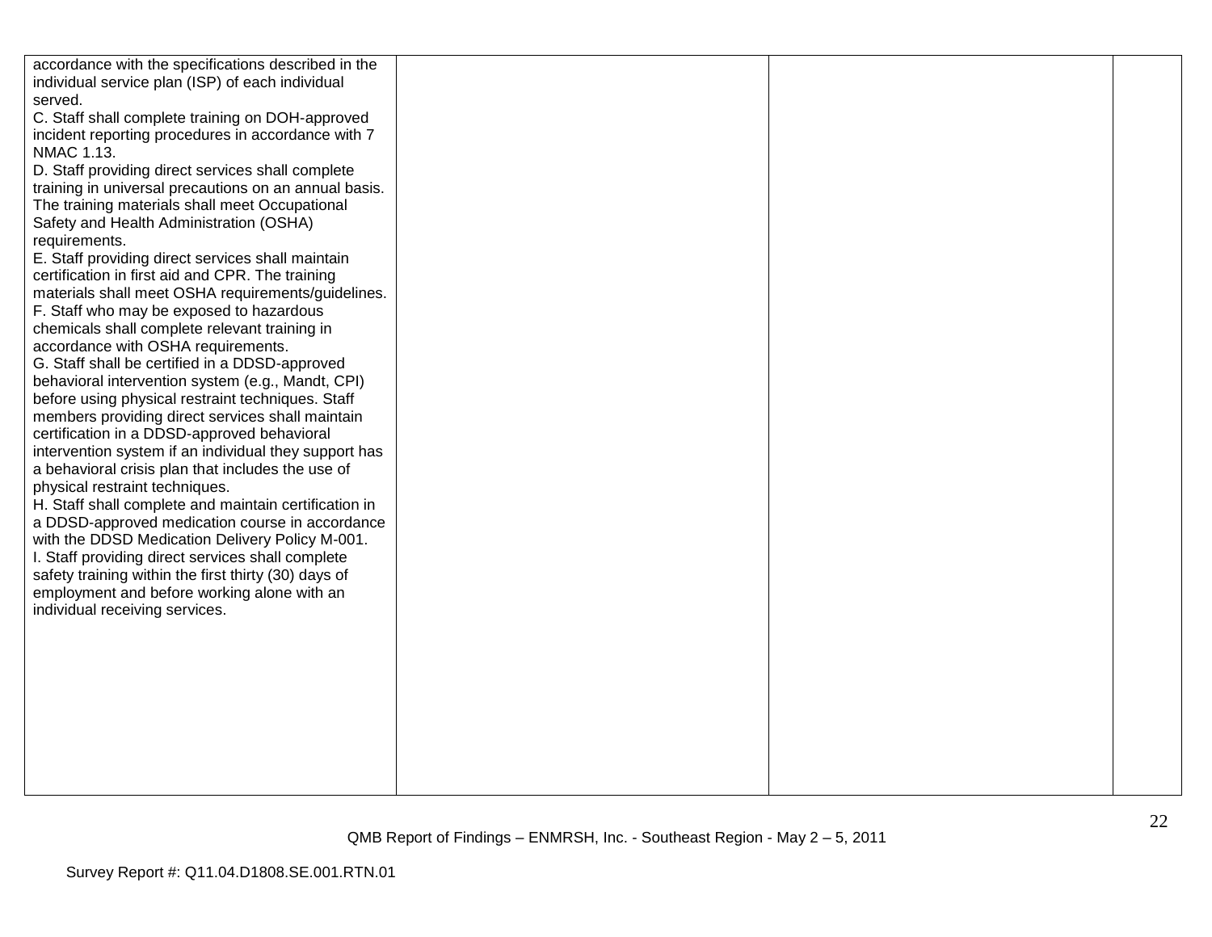| | | | |
|---|---|---|---|
| accordance with the specifications described in the individual service plan (ISP) of each individual served.<br>C. Staff shall complete training on DOH-approved incident reporting procedures in accordance with 7 NMAC 1.13.<br>D. Staff providing direct services shall complete training in universal precautions on an annual basis. The training materials shall meet Occupational Safety and Health Administration (OSHA) requirements.<br>E. Staff providing direct services shall maintain certification in first aid and CPR. The training materials shall meet OSHA requirements/guidelines.<br>F. Staff who may be exposed to hazardous chemicals shall complete relevant training in accordance with OSHA requirements.<br>G. Staff shall be certified in a DDSD-approved behavioral intervention system (e.g., Mandt, CPI) before using physical restraint techniques. Staff members providing direct services shall maintain certification in a DDSD-approved behavioral intervention system if an individual they support has a behavioral crisis plan that includes the use of physical restraint techniques.<br>H. Staff shall complete and maintain certification in a DDSD-approved medication course in accordance with the DDSD Medication Delivery Policy M-001.<br>I. Staff providing direct services shall complete safety training within the first thirty (30) days of employment and before working alone with an individual receiving services. | | | |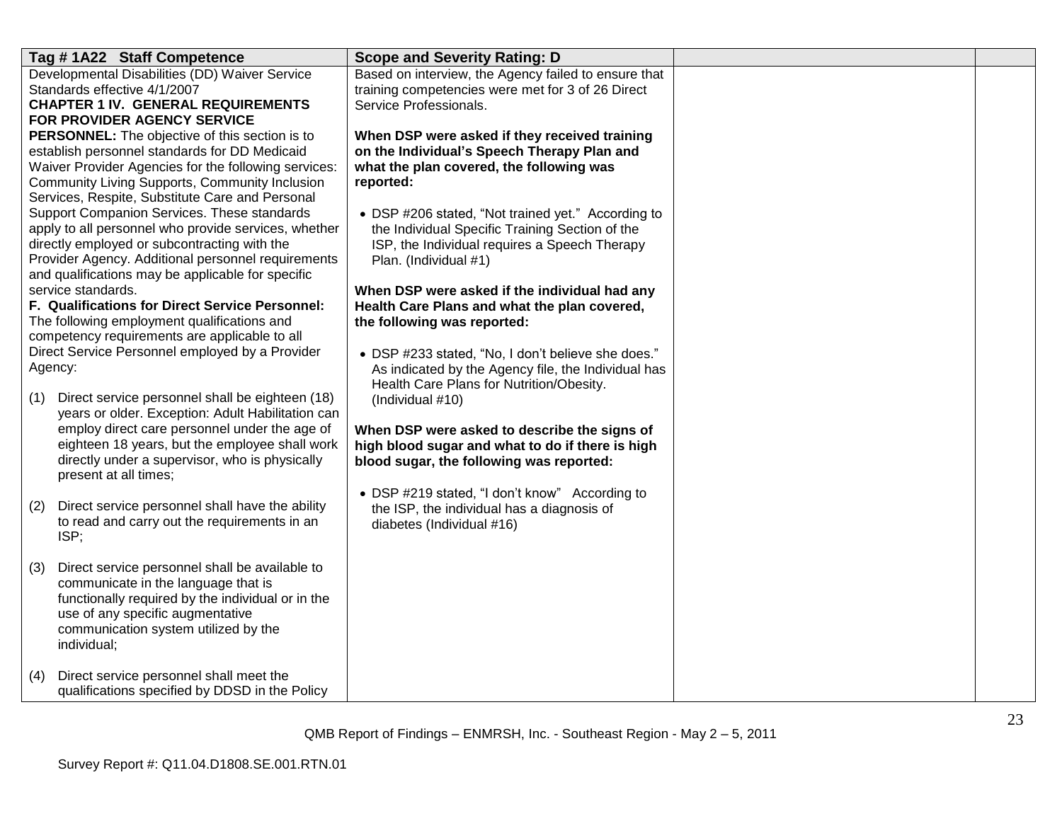| Tag # 1A22 Staff Competence | Scope and Severity Rating: D | | |
|---|---|---|---|
| Developmental Disabilities (DD) Waiver Service Standards effective 4/1/2007<br>**CHAPTER 1 IV. GENERAL REQUIREMENTS FOR PROVIDER AGENCY SERVICE PERSONNEL:** The objective of this section is to establish personnel standards for DD Medicaid Waiver Provider Agencies for the following services: Community Living Supports, Community Inclusion Services, Respite, Substitute Care and Personal Support Companion Services. These standards apply to all personnel who provide services, whether directly employed or subcontracting with the Provider Agency. Additional personnel requirements and qualifications may be applicable for specific service standards.<br>**F. Qualifications for Direct Service Personnel:** The following employment qualifications and competency requirements are applicable to all Direct Service Personnel employed by a Provider Agency:<br><br>(1) Direct service personnel shall be eighteen (18) years or older. Exception: Adult Habilitation can employ direct care personnel under the age of eighteen 18 years, but the employee shall work directly under a supervisor, who is physically present at all times;<br><br>(2) Direct service personnel shall have the ability to read and carry out the requirements in an ISP;<br><br>(3) Direct service personnel shall be available to communicate in the language that is functionally required by the individual or in the use of any specific augmentative communication system utilized by the individual;<br><br>(4) Direct service personnel shall meet the qualifications specified by DDSD in the Policy | Based on interview, the Agency failed to ensure that training competencies were met for 3 of 26 Direct Service Professionals.<br><br>**When DSP were asked if they received training on the Individual's Speech Therapy Plan and what the plan covered, the following was reported:**<br><br>• DSP #206 stated, "Not trained yet." According to the Individual Specific Training Section of the ISP, the Individual requires a Speech Therapy Plan. (Individual #1)<br><br>**When DSP were asked if the individual had any Health Care Plans and what the plan covered, the following was reported:**<br><br>• DSP #233 stated, "No, I don't believe she does." As indicated by the Agency file, the Individual has Health Care Plans for Nutrition/Obesity. (Individual #10)<br><br>**When DSP were asked to describe the signs of high blood sugar and what to do if there is high blood sugar, the following was reported:**<br><br>• DSP #219 stated, "I don't know" According to the ISP, the individual has a diagnosis of diabetes (Individual #16) | | |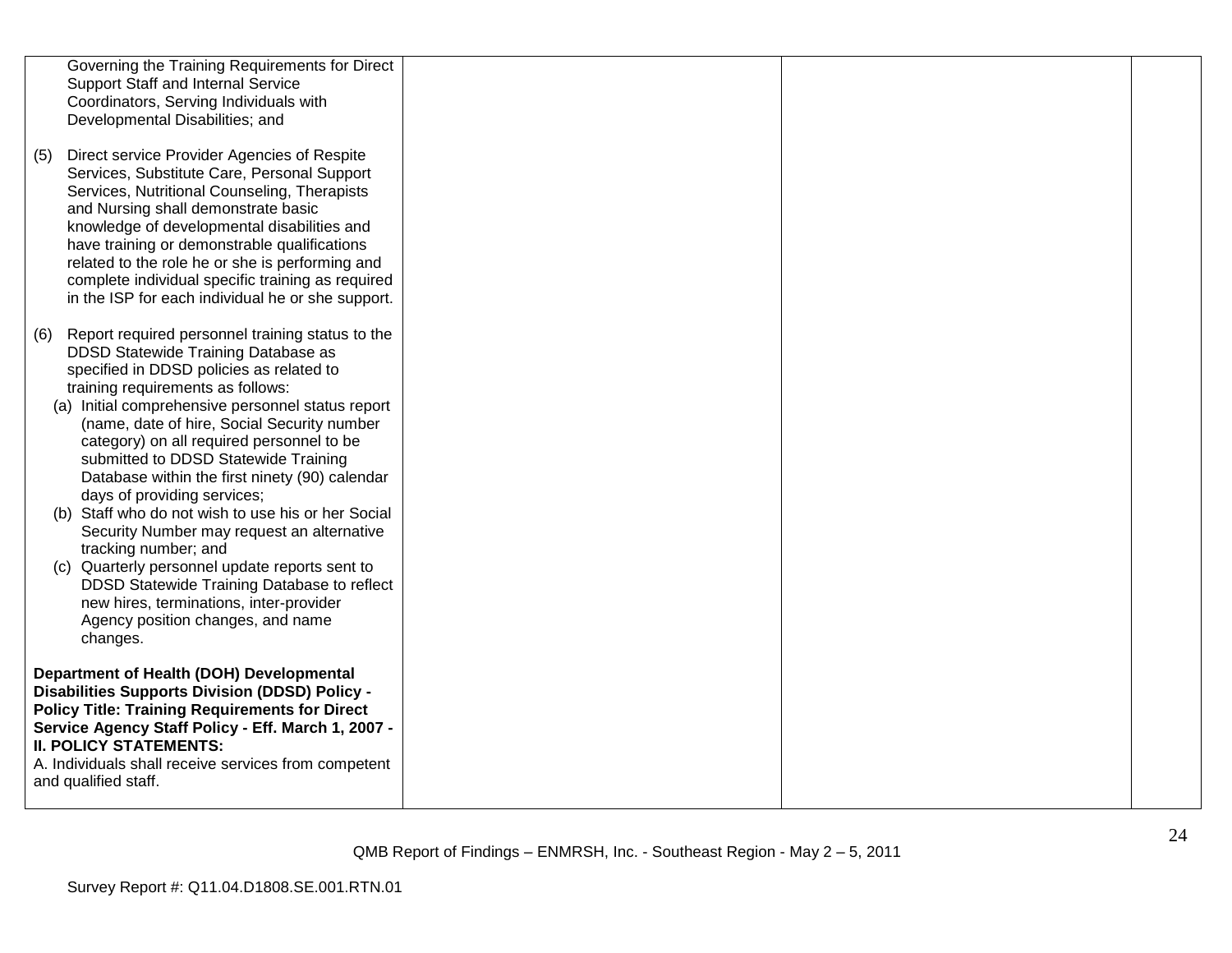| | | | |
|---|---|---|---|
| Governing the Training Requirements for Direct Support Staff and Internal Service Coordinators, Serving Individuals with Developmental Disabilities; and<br><br>(5) Direct service Provider Agencies of Respite Services, Substitute Care, Personal Support Services, Nutritional Counseling, Therapists and Nursing shall demonstrate basic knowledge of developmental disabilities and have training or demonstrable qualifications related to the role he or she is performing and complete individual specific training as required in the ISP for each individual he or she support.<br><br>(6) Report required personnel training status to the DDSD Statewide Training Database as specified in DDSD policies as related to training requirements as follows:<br>(a) Initial comprehensive personnel status report (name, date of hire, Social Security number category) on all required personnel to be submitted to DDSD Statewide Training Database within the first ninety (90) calendar days of providing services;<br>(b) Staff who do not wish to use his or her Social Security Number may request an alternative tracking number; and<br>(c) Quarterly personnel update reports sent to DDSD Statewide Training Database to reflect new hires, terminations, inter-provider Agency position changes, and name changes.<br><br>**Department of Health (DOH) Developmental Disabilities Supports Division (DDSD) Policy - Policy Title: Training Requirements for Direct Service Agency Staff Policy - Eff. March 1, 2007 - II. POLICY STATEMENTS:**<br>A. Individuals shall receive services from competent and qualified staff. | | | |

QMB Report of Findings – ENMRSH, Inc. - Southeast Region - May 2 – 5, 2011

Survey Report #: Q11.04.D1808.SE.001.RTN.01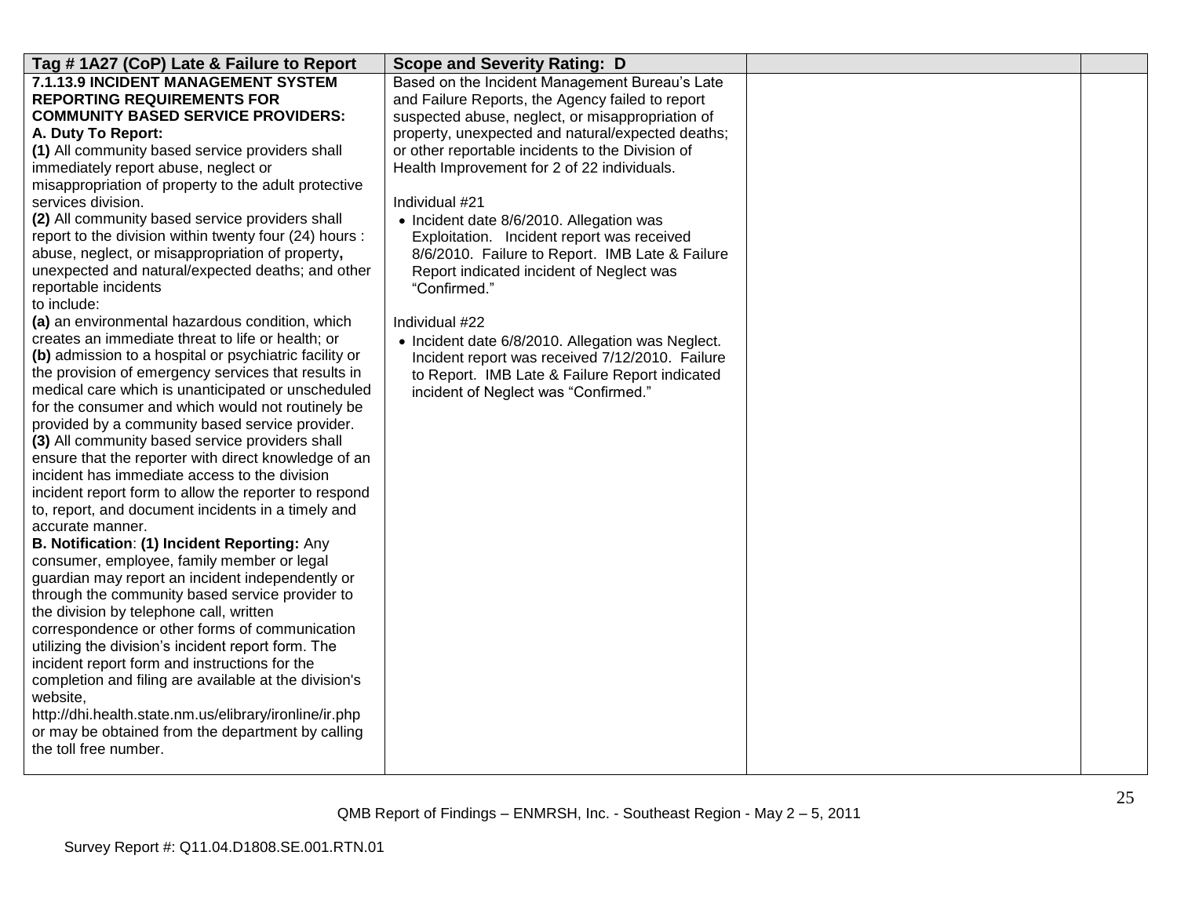| Tag # 1A27 (CoP) Late & Failure to Report | Scope and Severity Rating: D | | |
|---|---|---|---|
| **7.1.13.9 INCIDENT MANAGEMENT SYSTEM REPORTING REQUIREMENTS FOR COMMUNITY BASED SERVICE PROVIDERS:**<br>**A. Duty To Report:**<br>**(1)** All community based service providers shall immediately report abuse, neglect or misappropriation of property to the adult protective services division.<br>**(2)** All community based service providers shall report to the division within twenty four (24) hours : abuse, neglect, or misappropriation of property**,** unexpected and natural/expected deaths; and other reportable incidents to include:<br>**(a)** an environmental hazardous condition, which creates an immediate threat to life or health; or<br>**(b)** admission to a hospital or psychiatric facility or the provision of emergency services that results in medical care which is unanticipated or unscheduled for the consumer and which would not routinely be provided by a community based service provider.<br>**(3)** All community based service providers shall ensure that the reporter with direct knowledge of an incident has immediate access to the division incident report form to allow the reporter to respond to, report, and document incidents in a timely and accurate manner.<br>**B. Notification**: **(1) Incident Reporting:** Any consumer, employee, family member or legal guardian may report an incident independently or through the community based service provider to the division by telephone call, written correspondence or other forms of communication utilizing the division's incident report form. The incident report form and instructions for the completion and filing are available at the division's website, http://dhi.health.state.nm.us/elibrary/ironline/ir.php or may be obtained from the department by calling the toll free number. | Based on the Incident Management Bureau's Late and Failure Reports, the Agency failed to report suspected abuse, neglect, or misappropriation of property, unexpected and natural/expected deaths; or other reportable incidents to the Division of Health Improvement for 2 of 22 individuals.<br><br>Individual #21<br>• Incident date 8/6/2010. Allegation was Exploitation. Incident report was received 8/6/2010. Failure to Report. IMB Late & Failure Report indicated incident of Neglect was "Confirmed."<br><br>Individual #22<br>• Incident date 6/8/2010. Allegation was Neglect. Incident report was received 7/12/2010. Failure to Report. IMB Late & Failure Report indicated incident of Neglect was "Confirmed." | | |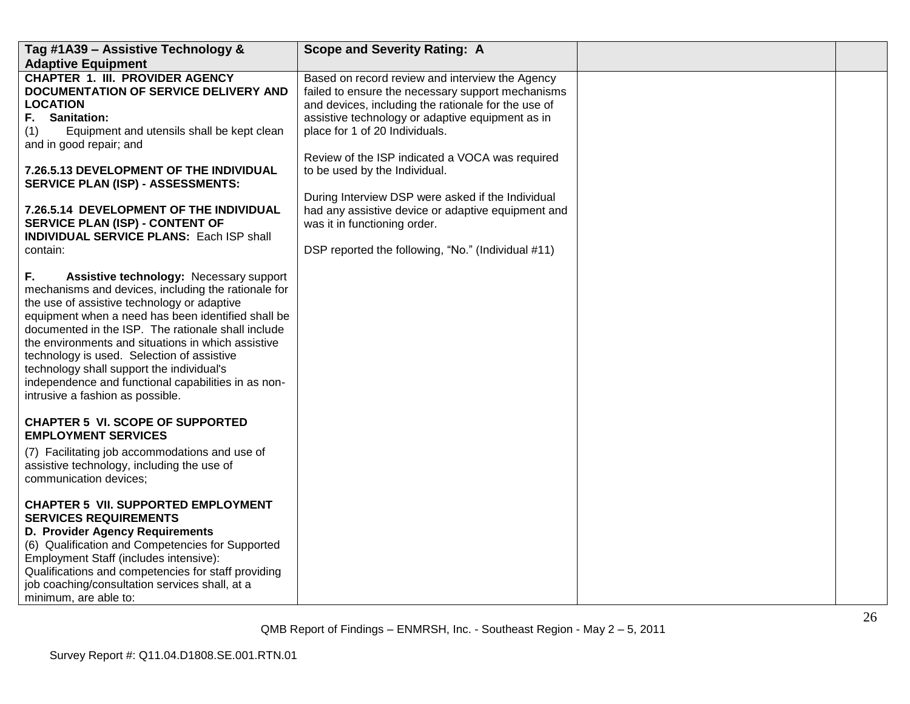| Tag #1A39 – Assistive Technology & Adaptive Equipment | Scope and Severity Rating: A | | |
|---|---|---|---|
| **CHAPTER 1. III. PROVIDER AGENCY DOCUMENTATION OF SERVICE DELIVERY AND LOCATION**<br>**F. Sanitation:**<br>(1) Equipment and utensils shall be kept clean and in good repair; and<br><br>**7.26.5.13 DEVELOPMENT OF THE INDIVIDUAL SERVICE PLAN (ISP) - ASSESSMENTS:**<br><br>**7.26.5.14 DEVELOPMENT OF THE INDIVIDUAL SERVICE PLAN (ISP) - CONTENT OF INDIVIDUAL SERVICE PLANS:** Each ISP shall contain:<br><br>**F. Assistive technology:** Necessary support mechanisms and devices, including the rationale for the use of assistive technology or adaptive equipment when a need has been identified shall be documented in the ISP. The rationale shall include the environments and situations in which assistive technology is used. Selection of assistive technology shall support the individual's independence and functional capabilities in as non-intrusive a fashion as possible.<br><br>**CHAPTER 5 VI. SCOPE OF SUPPORTED EMPLOYMENT SERVICES**<br>(7) Facilitating job accommodations and use of assistive technology, including the use of communication devices;<br><br>**CHAPTER 5 VII. SUPPORTED EMPLOYMENT SERVICES REQUIREMENTS**<br>**D. Provider Agency Requirements**<br>(6) Qualification and Competencies for Supported Employment Staff (includes intensive): Qualifications and competencies for staff providing job coaching/consultation services shall, at a minimum, are able to: | Based on record review and interview the Agency failed to ensure the necessary support mechanisms and devices, including the rationale for the use of assistive technology or adaptive equipment as in place for 1 of 20 Individuals.<br><br>Review of the ISP indicated a VOCA was required to be used by the Individual.<br><br>During Interview DSP were asked if the Individual had any assistive device or adaptive equipment and was it in functioning order.<br><br>DSP reported the following, "No." (Individual #11) | | |

QMB Report of Findings – ENMRSH, Inc. - Southeast Region - May 2 – 5, 2011

Survey Report #: Q11.04.D1808.SE.001.RTN.01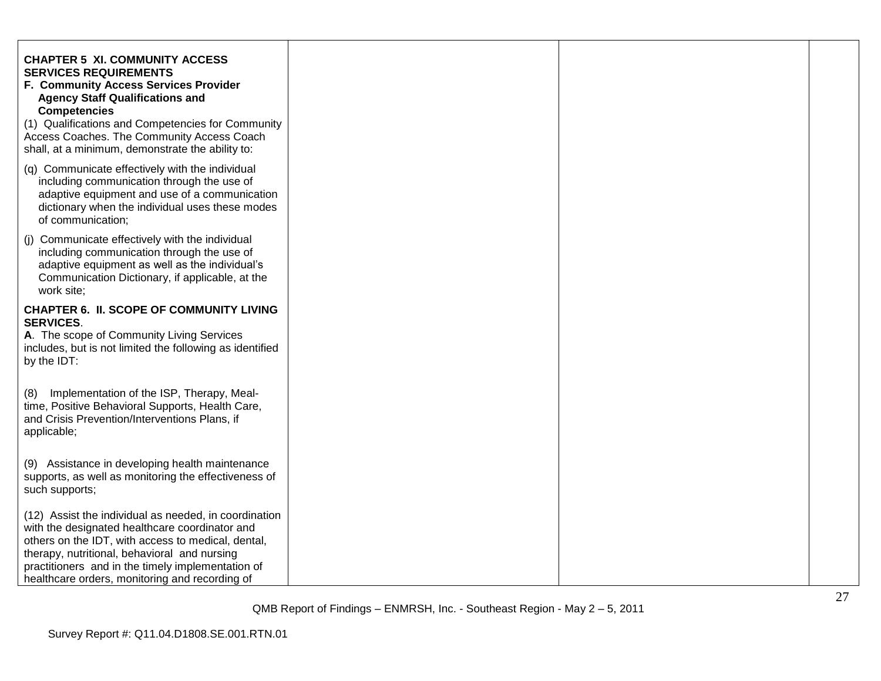| | | | |
|---|---|---|---|
| **CHAPTER 5 XI. COMMUNITY ACCESS SERVICES REQUIREMENTS**<br>**F. Community Access Services Provider Agency Staff Qualifications and Competencies**<br>(1) Qualifications and Competencies for Community Access Coaches. The Community Access Coach shall, at a minimum, demonstrate the ability to:<br><br>(q) Communicate effectively with the individual including communication through the use of adaptive equipment and use of a communication dictionary when the individual uses these modes of communication;<br><br>(j) Communicate effectively with the individual including communication through the use of adaptive equipment as well as the individual's Communication Dictionary, if applicable, at the work site;<br><br>**CHAPTER 6. II. SCOPE OF COMMUNITY LIVING SERVICES**.<br>**A**. The scope of Community Living Services includes, but is not limited the following as identified by the IDT:<br><br>(8) Implementation of the ISP, Therapy, Meal-time, Positive Behavioral Supports, Health Care, and Crisis Prevention/Interventions Plans, if applicable;<br><br>(9) Assistance in developing health maintenance supports, as well as monitoring the effectiveness of such supports;<br><br>(12) Assist the individual as needed, in coordination with the designated healthcare coordinator and others on the IDT, with access to medical, dental, therapy, nutritional, behavioral and nursing practitioners and in the timely implementation of healthcare orders, monitoring and recording of | | | |

QMB Report of Findings – ENMRSH, Inc. - Southeast Region - May 2 – 5, 2011

Survey Report #: Q11.04.D1808.SE.001.RTN.01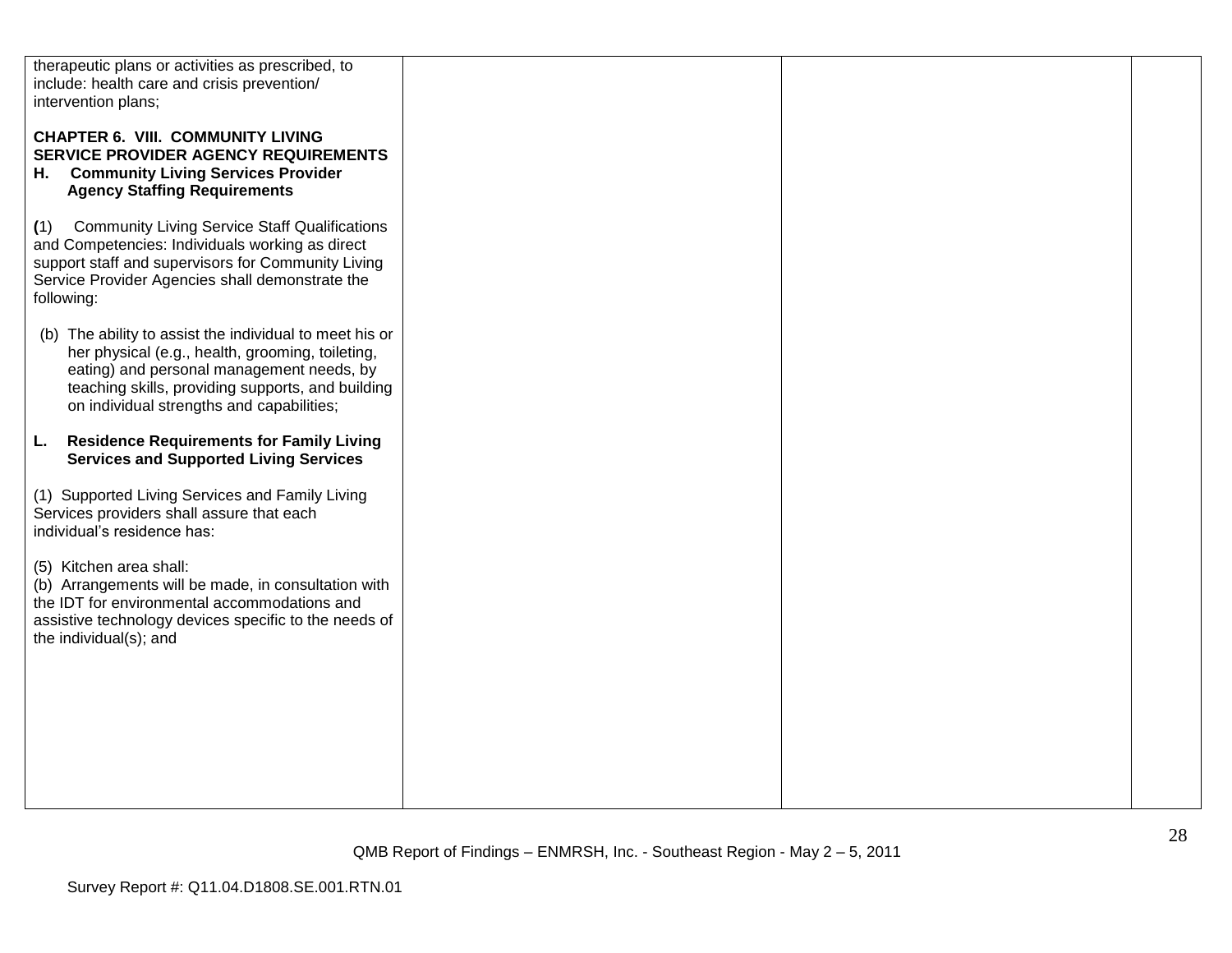| | | | |
|---|---|---|---|
| therapeutic plans or activities as prescribed, to include: health care and crisis prevention/ intervention plans;<br><br>**CHAPTER 6. VIII. COMMUNITY LIVING SERVICE PROVIDER AGENCY REQUIREMENTS**<br>**H. Community Living Services Provider Agency Staffing Requirements**<br><br>**(**1) Community Living Service Staff Qualifications and Competencies: Individuals working as direct support staff and supervisors for Community Living Service Provider Agencies shall demonstrate the following:<br><br>(b) The ability to assist the individual to meet his or her physical (e.g., health, grooming, toileting, eating) and personal management needs, by teaching skills, providing supports, and building on individual strengths and capabilities;<br><br>**L. Residence Requirements for Family Living Services and Supported Living Services**<br><br>(1) Supported Living Services and Family Living Services providers shall assure that each individual's residence has:<br><br>(5) Kitchen area shall:<br>(b) Arrangements will be made, in consultation with the IDT for environmental accommodations and assistive technology devices specific to the needs of the individual(s); and | | | |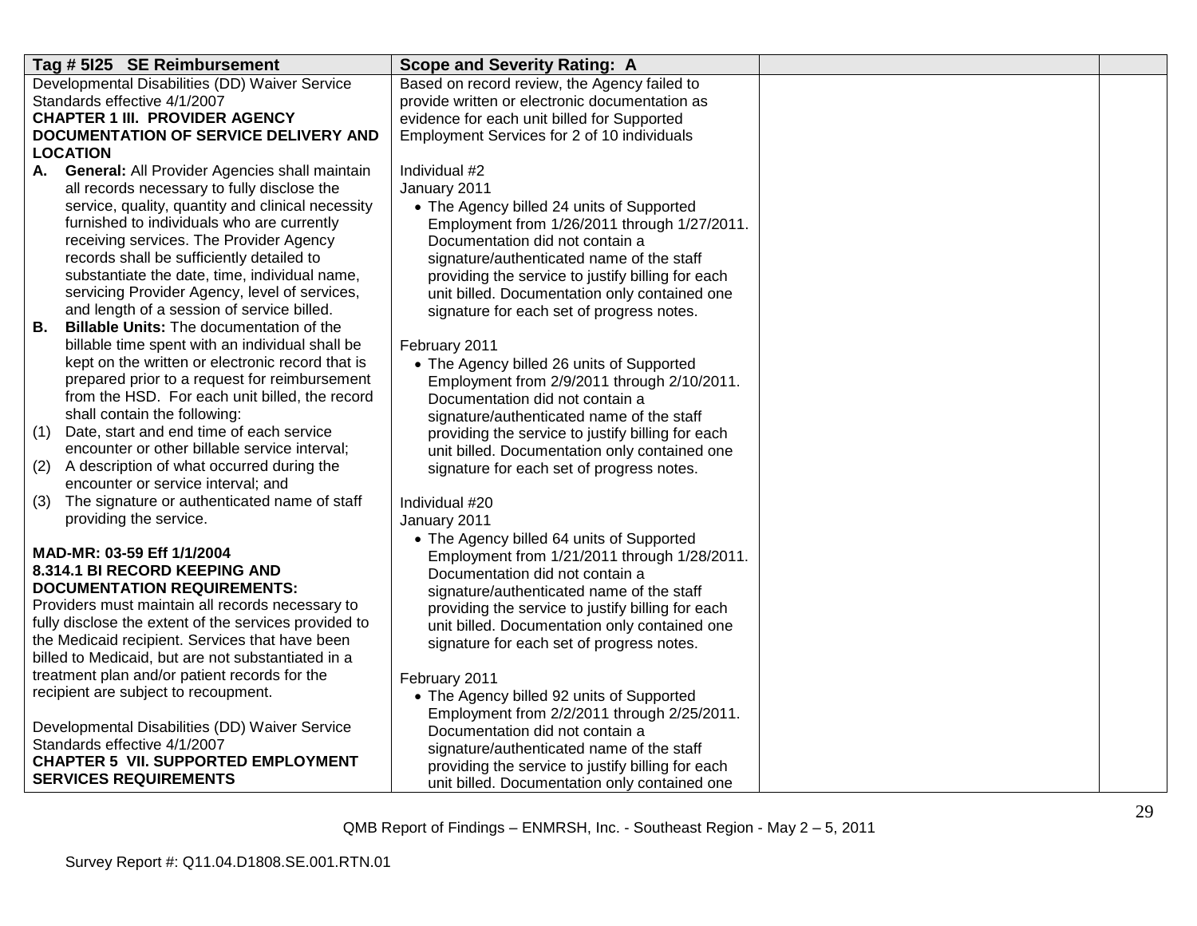| Tag # 5I25 SE Reimbursement | Scope and Severity Rating: A | | |
|---|---|---|---|
| Developmental Disabilities (DD) Waiver Service Standards effective 4/1/2007<br>**CHAPTER 1 III. PROVIDER AGENCY DOCUMENTATION OF SERVICE DELIVERY AND LOCATION**<br>**A. General:** All Provider Agencies shall maintain all records necessary to fully disclose the service, quality, quantity and clinical necessity furnished to individuals who are currently receiving services. The Provider Agency records shall be sufficiently detailed to substantiate the date, time, individual name, servicing Provider Agency, level of services, and length of a session of service billed.<br>**B. Billable Units:** The documentation of the billable time spent with an individual shall be kept on the written or electronic record that is prepared prior to a request for reimbursement from the HSD. For each unit billed, the record shall contain the following:<br>(1) Date, start and end time of each service encounter or other billable service interval;<br>(2) A description of what occurred during the encounter or service interval; and<br>(3) The signature or authenticated name of staff providing the service.<br><br>**MAD-MR: 03-59 Eff 1/1/2004**<br>**8.314.1 BI RECORD KEEPING AND DOCUMENTATION REQUIREMENTS:**<br>Providers must maintain all records necessary to fully disclose the extent of the services provided to the Medicaid recipient. Services that have been billed to Medicaid, but are not substantiated in a treatment plan and/or patient records for the recipient are subject to recoupment.<br><br>Developmental Disabilities (DD) Waiver Service Standards effective 4/1/2007<br>**CHAPTER 5 VII. SUPPORTED EMPLOYMENT SERVICES REQUIREMENTS** | Based on record review, the Agency failed to provide written or electronic documentation as evidence for each unit billed for Supported Employment Services for 2 of 10 individuals<br><br>Individual #2<br>January 2011<br>• The Agency billed 24 units of Supported Employment from 1/26/2011 through 1/27/2011. Documentation did not contain a signature/authenticated name of the staff providing the service to justify billing for each unit billed. Documentation only contained one signature for each set of progress notes.<br><br>February 2011<br>• The Agency billed 26 units of Supported Employment from 2/9/2011 through 2/10/2011. Documentation did not contain a signature/authenticated name of the staff providing the service to justify billing for each unit billed. Documentation only contained one signature for each set of progress notes.<br><br>Individual #20<br>January 2011<br>• The Agency billed 64 units of Supported Employment from 1/21/2011 through 1/28/2011. Documentation did not contain a signature/authenticated name of the staff providing the service to justify billing for each unit billed. Documentation only contained one signature for each set of progress notes.<br><br>February 2011<br>• The Agency billed 92 units of Supported Employment from 2/2/2011 through 2/25/2011. Documentation did not contain a signature/authenticated name of the staff providing the service to justify billing for each unit billed. Documentation only contained one | | |

QMB Report of Findings – ENMRSH, Inc. - Southeast Region - May 2 – 5, 2011

Survey Report #: Q11.04.D1808.SE.001.RTN.01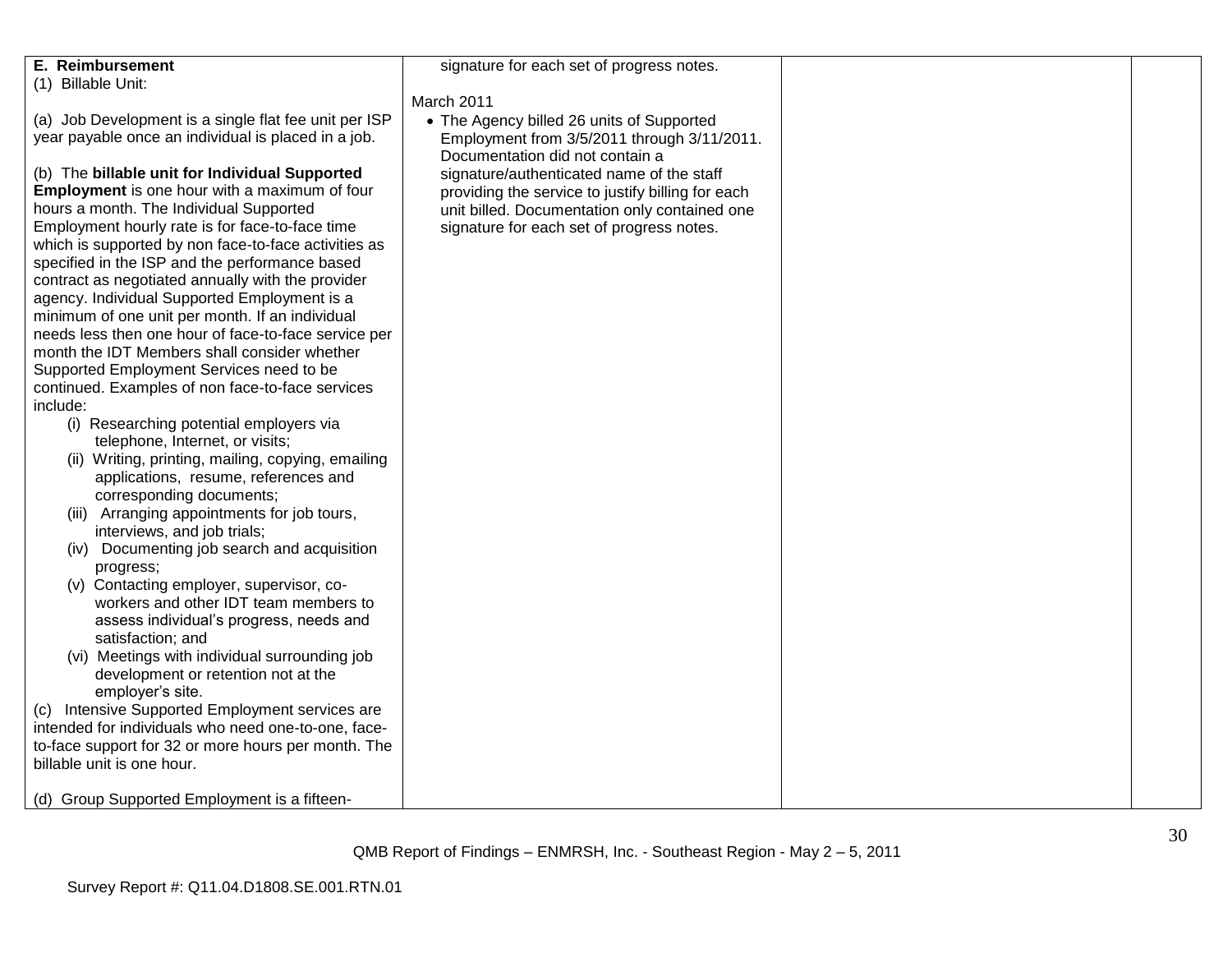| | | | |
|---|---|---|---|
| **E. Reimbursement**<br>(1) Billable Unit:<br><br>(a) Job Development is a single flat fee unit per ISP year payable once an individual is placed in a job.<br><br>(b) The **billable unit for Individual Supported Employment** is one hour with a maximum of four hours a month. The Individual Supported Employment hourly rate is for face-to-face time which is supported by non face-to-face activities as specified in the ISP and the performance based contract as negotiated annually with the provider agency. Individual Supported Employment is a minimum of one unit per month. If an individual needs less then one hour of face-to-face service per month the IDT Members shall consider whether Supported Employment Services need to be continued. Examples of non face-to-face services include:<br>(i) Researching potential employers via telephone, Internet, or visits;<br>(ii) Writing, printing, mailing, copying, emailing applications, resume, references and corresponding documents;<br>(iii) Arranging appointments for job tours, interviews, and job trials;<br>(iv) Documenting job search and acquisition progress;<br>(v) Contacting employer, supervisor, co-workers and other IDT team members to assess individual's progress, needs and satisfaction; and<br>(vi) Meetings with individual surrounding job development or retention not at the employer's site.<br>(c) Intensive Supported Employment services are intended for individuals who need one-to-one, face-to-face support for 32 or more hours per month. The billable unit is one hour.<br><br>(d) Group Supported Employment is a fifteen- | signature for each set of progress notes.<br><br>March 2011<br>• The Agency billed 26 units of Supported Employment from 3/5/2011 through 3/11/2011. Documentation did not contain a signature/authenticated name of the staff providing the service to justify billing for each unit billed. Documentation only contained one signature for each set of progress notes. | | |

QMB Report of Findings – ENMRSH, Inc. - Southeast Region - May 2 – 5, 2011

Survey Report #: Q11.04.D1808.SE.001.RTN.01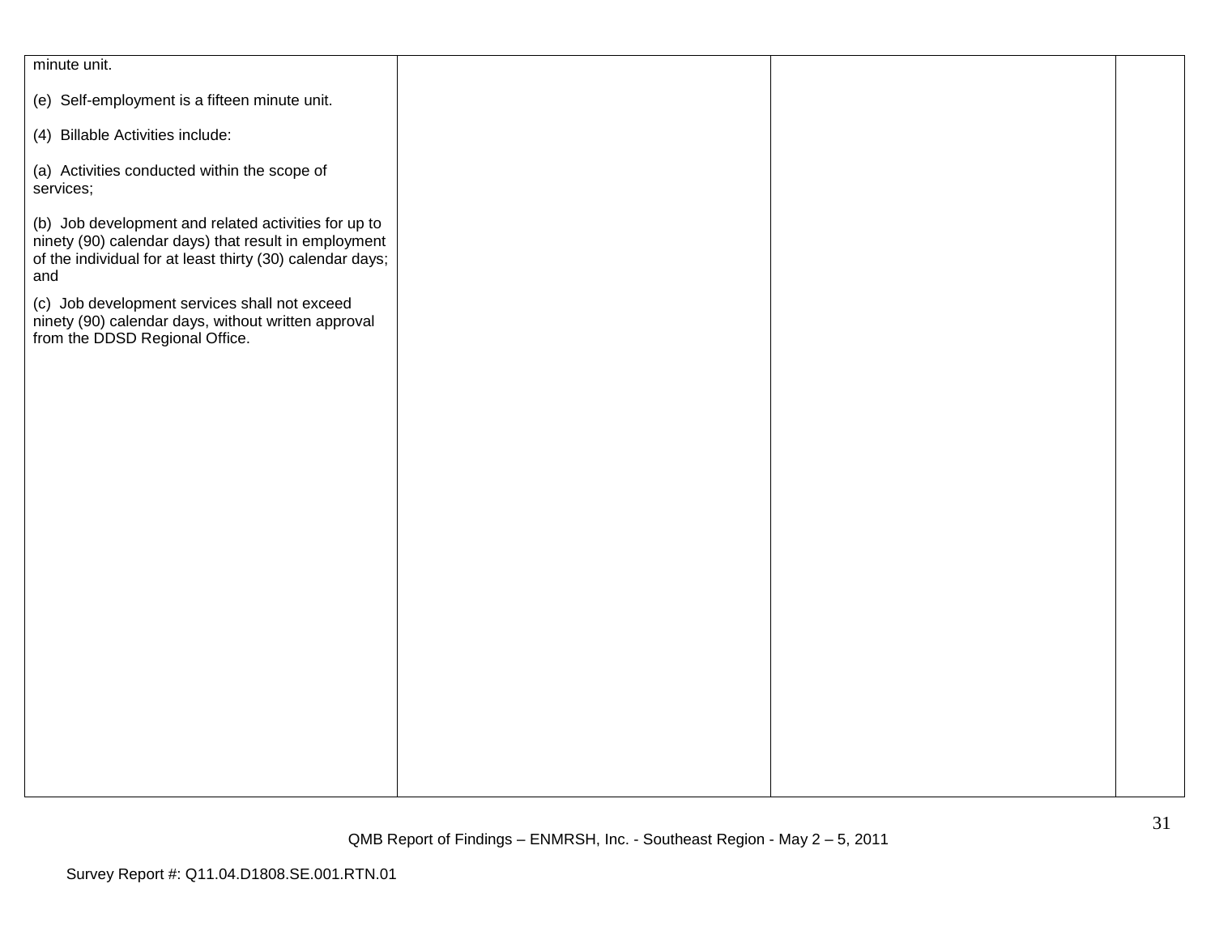| | | | |
|---|---|---|---|
| minute unit.<br><br>(e) Self-employment is a fifteen minute unit.<br><br>(4) Billable Activities include:<br><br>(a) Activities conducted within the scope of services;<br><br>(b) Job development and related activities for up to ninety (90) calendar days) that result in employment of the individual for at least thirty (30) calendar days; and<br><br>(c) Job development services shall not exceed ninety (90) calendar days, without written approval from the DDSD Regional Office. | | | |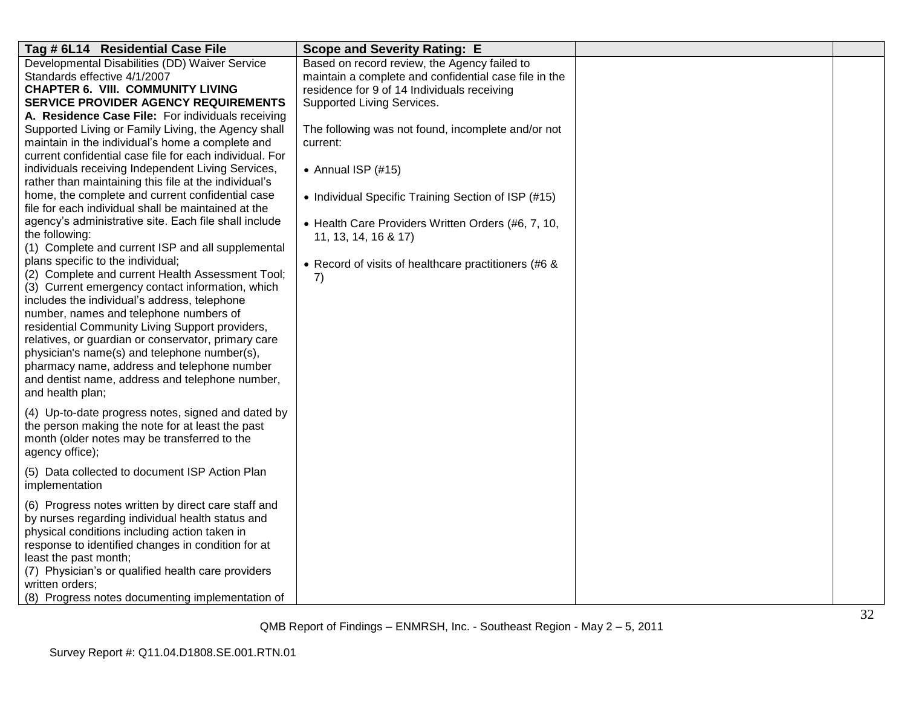| Tag # 6L14 Residential Case File | Scope and Severity Rating: E | | |
|---|---|---|---|
| Developmental Disabilities (DD) Waiver Service Standards effective 4/1/2007<br>**CHAPTER 6. VIII. COMMUNITY LIVING SERVICE PROVIDER AGENCY REQUIREMENTS**<br>**A. Residence Case File:** For individuals receiving Supported Living or Family Living, the Agency shall maintain in the individual's home a complete and current confidential case file for each individual. For individuals receiving Independent Living Services, rather than maintaining this file at the individual's home, the complete and current confidential case file for each individual shall be maintained at the agency's administrative site. Each file shall include the following:<br>(1) Complete and current ISP and all supplemental plans specific to the individual;<br>(2) Complete and current Health Assessment Tool;<br>(3) Current emergency contact information, which includes the individual's address, telephone number, names and telephone numbers of residential Community Living Support providers, relatives, or guardian or conservator, primary care physician's name(s) and telephone number(s), pharmacy name, address and telephone number and dentist name, address and telephone number, and health plan;<br>(4) Up-to-date progress notes, signed and dated by the person making the note for at least the past month (older notes may be transferred to the agency office);<br>(5) Data collected to document ISP Action Plan implementation<br>(6) Progress notes written by direct care staff and by nurses regarding individual health status and physical conditions including action taken in response to identified changes in condition for at least the past month;<br>(7) Physician's or qualified health care providers written orders;<br>(8) Progress notes documenting implementation of | Based on record review, the Agency failed to maintain a complete and confidential case file in the residence for 9 of 14 Individuals receiving Supported Living Services.<br><br>The following was not found, incomplete and/or not current:<br><br>• Annual ISP (#15)<br><br>• Individual Specific Training Section of ISP (#15)<br><br>• Health Care Providers Written Orders (#6, 7, 10, 11, 13, 14, 16 & 17)<br><br>• Record of visits of healthcare practitioners (#6 & 7) | | |

QMB Report of Findings – ENMRSH, Inc. - Southeast Region - May 2 – 5, 2011

Survey Report #: Q11.04.D1808.SE.001.RTN.01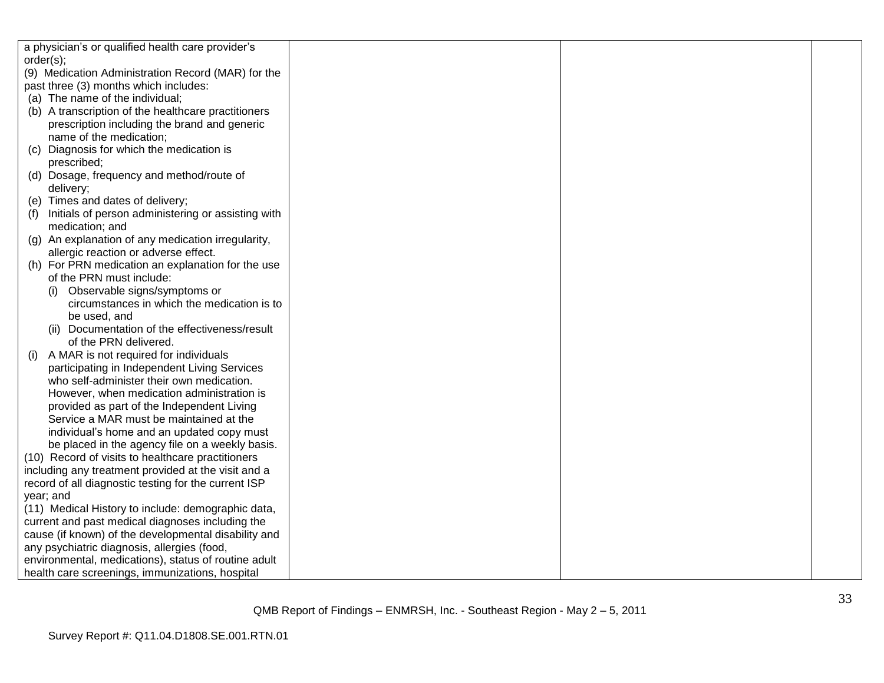| | | | |
|---|---|---|---|
| a physician's or qualified health care provider's order(s);<br>(9) Medication Administration Record (MAR) for the past three (3) months which includes:<br>(a) The name of the individual;<br>(b) A transcription of the healthcare practitioners prescription including the brand and generic name of the medication;<br>(c) Diagnosis for which the medication is prescribed;<br>(d) Dosage, frequency and method/route of delivery;<br>(e) Times and dates of delivery;<br>(f) Initials of person administering or assisting with medication; and<br>(g) An explanation of any medication irregularity, allergic reaction or adverse effect.<br>(h) For PRN medication an explanation for the use of the PRN must include:<br>(i) Observable signs/symptoms or circumstances in which the medication is to be used, and<br>(ii) Documentation of the effectiveness/result of the PRN delivered.<br>(i) A MAR is not required for individuals participating in Independent Living Services who self-administer their own medication. However, when medication administration is provided as part of the Independent Living Service a MAR must be maintained at the individual's home and an updated copy must be placed in the agency file on a weekly basis.<br>(10) Record of visits to healthcare practitioners including any treatment provided at the visit and a record of all diagnostic testing for the current ISP year; and<br>(11) Medical History to include: demographic data, current and past medical diagnoses including the cause (if known) of the developmental disability and any psychiatric diagnosis, allergies (food, environmental, medications), status of routine adult health care screenings, immunizations, hospital | | | |

QMB Report of Findings – ENMRSH, Inc. - Southeast Region - May 2 – 5, 2011

Survey Report #: Q11.04.D1808.SE.001.RTN.01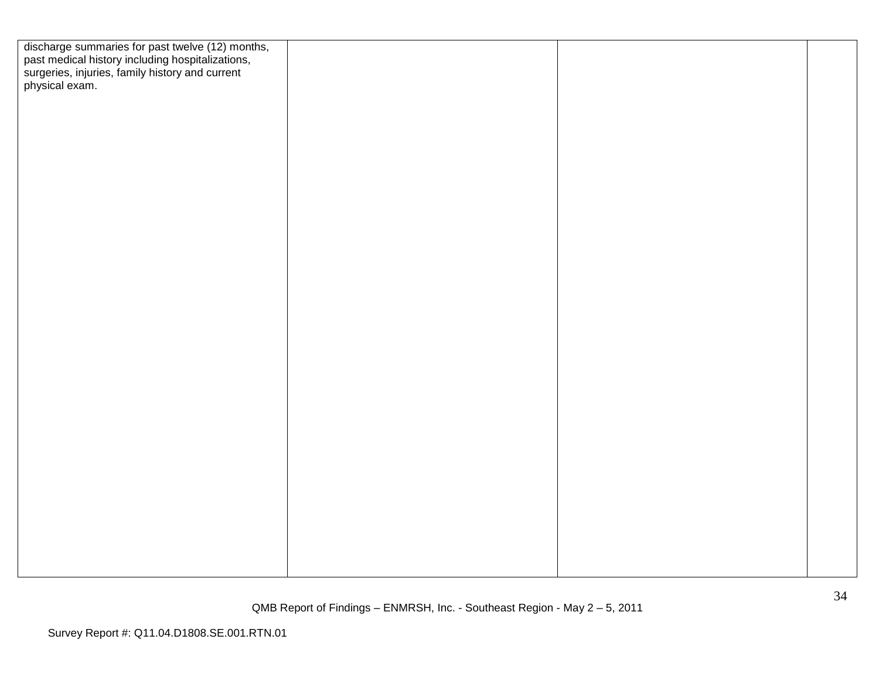| | | | |
|---|---|---|---|
| discharge summaries for past twelve (12) months, past medical history including hospitalizations, surgeries, injuries, family history and current physical exam. | | | |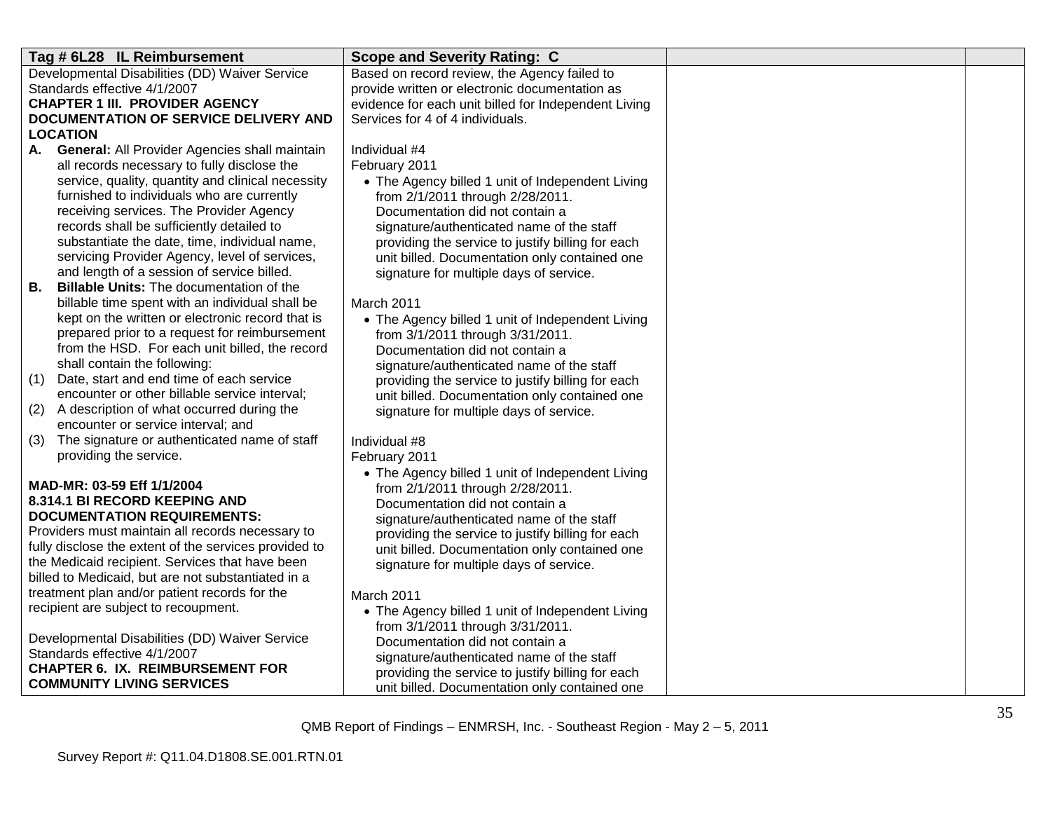| Tag # 6L28 IL Reimbursement | Scope and Severity Rating: C | | |
|---|---|---|---|
| Developmental Disabilities (DD) Waiver Service Standards effective 4/1/2007<br>**CHAPTER 1 III. PROVIDER AGENCY DOCUMENTATION OF SERVICE DELIVERY AND LOCATION**<br>**A. General:** All Provider Agencies shall maintain all records necessary to fully disclose the service, quality, quantity and clinical necessity furnished to individuals who are currently receiving services. The Provider Agency records shall be sufficiently detailed to substantiate the date, time, individual name, servicing Provider Agency, level of services, and length of a session of service billed.<br>**B. Billable Units:** The documentation of the billable time spent with an individual shall be kept on the written or electronic record that is prepared prior to a request for reimbursement from the HSD. For each unit billed, the record shall contain the following:<br>(1) Date, start and end time of each service encounter or other billable service interval;<br>(2) A description of what occurred during the encounter or service interval; and<br>(3) The signature or authenticated name of staff providing the service.<br><br>**MAD-MR: 03-59 Eff 1/1/2004**<br>**8.314.1 BI RECORD KEEPING AND DOCUMENTATION REQUIREMENTS:**<br>Providers must maintain all records necessary to fully disclose the extent of the services provided to the Medicaid recipient. Services that have been billed to Medicaid, but are not substantiated in a treatment plan and/or patient records for the recipient are subject to recoupment.<br><br>Developmental Disabilities (DD) Waiver Service Standards effective 4/1/2007<br>**CHAPTER 6. IX. REIMBURSEMENT FOR COMMUNITY LIVING SERVICES** | Based on record review, the Agency failed to provide written or electronic documentation as evidence for each unit billed for Independent Living Services for 4 of 4 individuals.<br><br>Individual #4<br>February 2011<br>• The Agency billed 1 unit of Independent Living from 2/1/2011 through 2/28/2011. Documentation did not contain a signature/authenticated name of the staff providing the service to justify billing for each unit billed. Documentation only contained one signature for multiple days of service.<br><br>March 2011<br>• The Agency billed 1 unit of Independent Living from 3/1/2011 through 3/31/2011. Documentation did not contain a signature/authenticated name of the staff providing the service to justify billing for each unit billed. Documentation only contained one signature for multiple days of service.<br><br>Individual #8<br>February 2011<br>• The Agency billed 1 unit of Independent Living from 2/1/2011 through 2/28/2011. Documentation did not contain a signature/authenticated name of the staff providing the service to justify billing for each unit billed. Documentation only contained one signature for multiple days of service.<br><br>March 2011<br>• The Agency billed 1 unit of Independent Living from 3/1/2011 through 3/31/2011. Documentation did not contain a signature/authenticated name of the staff providing the service to justify billing for each unit billed. Documentation only contained one | | |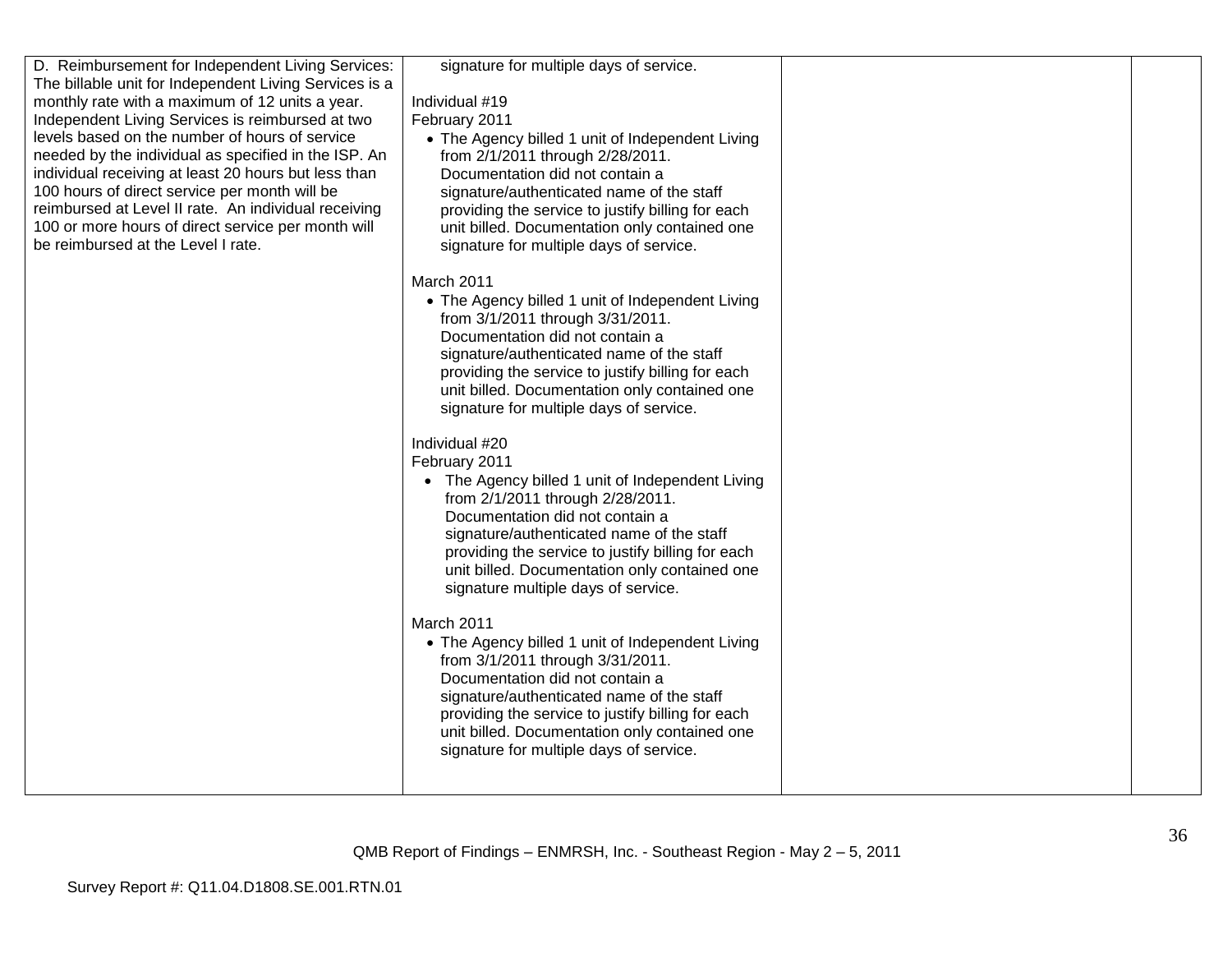| | | | |
|---|---|---|---|
| D. Reimbursement for Independent Living Services: The billable unit for Independent Living Services is a monthly rate with a maximum of 12 units a year. Independent Living Services is reimbursed at two levels based on the number of hours of service needed by the individual as specified in the ISP. An individual receiving at least 20 hours but less than 100 hours of direct service per month will be reimbursed at Level II rate. An individual receiving 100 or more hours of direct service per month will be reimbursed at the Level I rate. | signature for multiple days of service.<br><br>Individual #19<br>February 2011<br>• The Agency billed 1 unit of Independent Living from 2/1/2011 through 2/28/2011. Documentation did not contain a signature/authenticated name of the staff providing the service to justify billing for each unit billed. Documentation only contained one signature for multiple days of service.<br><br>March 2011<br>• The Agency billed 1 unit of Independent Living from 3/1/2011 through 3/31/2011. Documentation did not contain a signature/authenticated name of the staff providing the service to justify billing for each unit billed. Documentation only contained one signature for multiple days of service.<br><br>Individual #20<br>February 2011<br>• The Agency billed 1 unit of Independent Living from 2/1/2011 through 2/28/2011. Documentation did not contain a signature/authenticated name of the staff providing the service to justify billing for each unit billed. Documentation only contained one signature multiple days of service.<br><br>March 2011<br>• The Agency billed 1 unit of Independent Living from 3/1/2011 through 3/31/2011. Documentation did not contain a signature/authenticated name of the staff providing the service to justify billing for each unit billed. Documentation only contained one signature for multiple days of service. | | |

QMB Report of Findings – ENMRSH, Inc. - Southeast Region - May 2 – 5, 2011

Survey Report #: Q11.04.D1808.SE.001.RTN.01